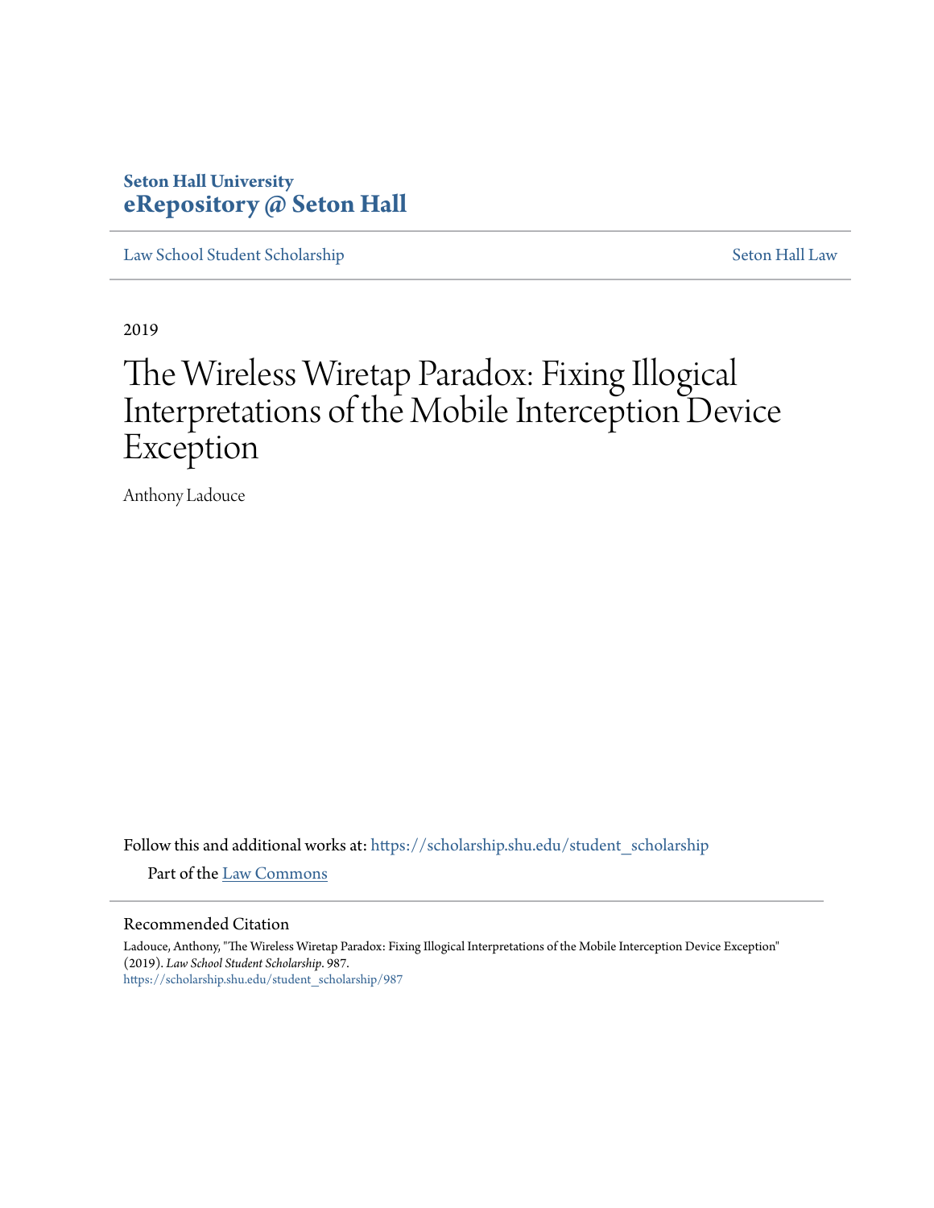**Seton Hall University**
**eRepository @ Seton Hall**

Law School Student Scholarship | Seton Hall Law

2019

# The Wireless Wiretap Paradox: Fixing Illogical Interpretations of the Mobile Interception Device Exception

Anthony Ladouce

Follow this and additional works at: https://scholarship.shu.edu/student_scholarship

Part of the Law Commons

## Recommended Citation

Ladouce, Anthony, "The Wireless Wiretap Paradox: Fixing Illogical Interpretations of the Mobile Interception Device Exception" (2019). *Law School Student Scholarship*. 987.
https://scholarship.shu.edu/student_scholarship/987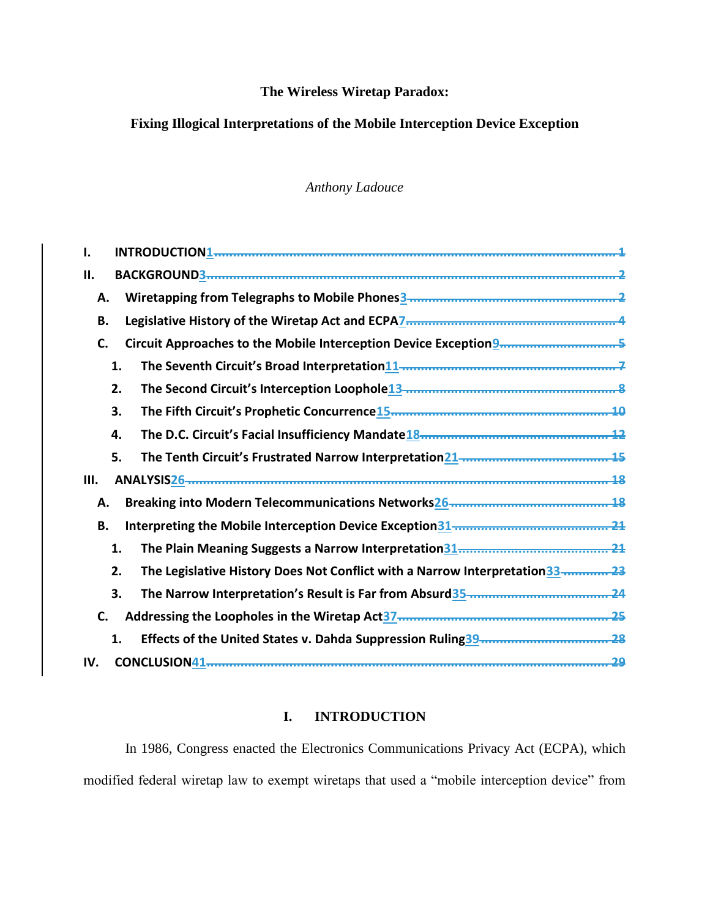# The Wireless Wiretap Paradox:

## Fixing Illogical Interpretations of the Mobile Interception Device Exception

*Anthony Ladouce*

I. INTRODUCTION 1
II. BACKGROUND 3
  A. Wiretapping from Telegraphs to Mobile Phones 3
  B. Legislative History of the Wiretap Act and ECPA 7
  C. Circuit Approaches to the Mobile Interception Device Exception 9
    1. The Seventh Circuit's Broad Interpretation 11
    2. The Second Circuit's Interception Loophole 13
    3. The Fifth Circuit's Prophetic Concurrence 15
    4. The D.C. Circuit's Facial Insufficiency Mandate 18
    5. The Tenth Circuit's Frustrated Narrow Interpretation 21
III. ANALYSIS 26
  A. Breaking into Modern Telecommunications Networks 26
  B. Interpreting the Mobile Interception Device Exception 31
    1. The Plain Meaning Suggests a Narrow Interpretation 31
    2. The Legislative History Does Not Conflict with a Narrow Interpretation 33
    3. The Narrow Interpretation's Result is Far from Absurd 35
  C. Addressing the Loopholes in the Wiretap Act 37
    1. Effects of the United States v. Dahda Suppression Ruling 39
IV. CONCLUSION 41

## I. INTRODUCTION

In 1986, Congress enacted the Electronics Communications Privacy Act (ECPA), which modified federal wiretap law to exempt wiretaps that used a "mobile interception device" from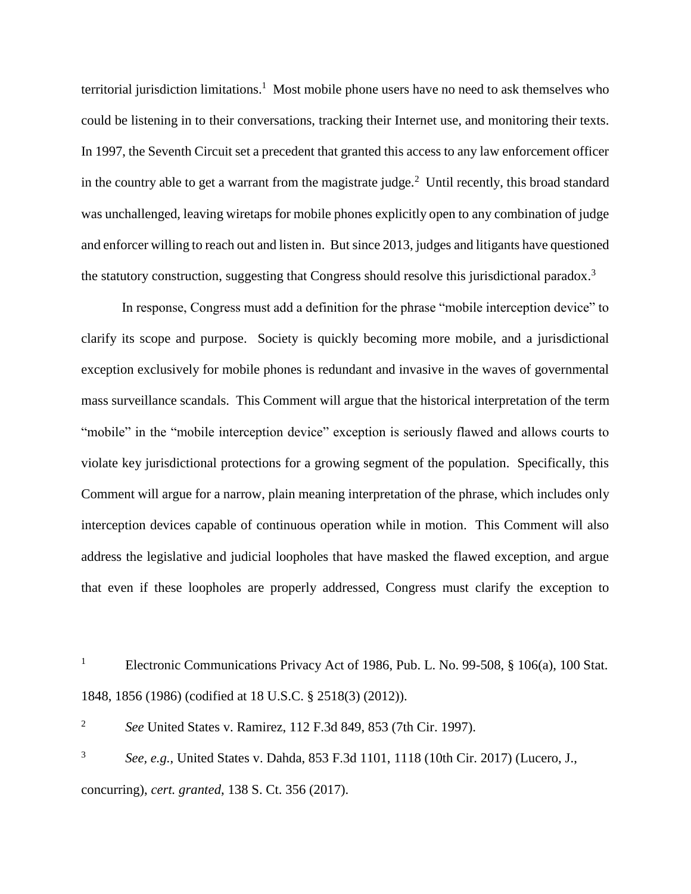territorial jurisdiction limitations.[1] Most mobile phone users have no need to ask themselves who could be listening in to their conversations, tracking their Internet use, and monitoring their texts. In 1997, the Seventh Circuit set a precedent that granted this access to any law enforcement officer in the country able to get a warrant from the magistrate judge.[2] Until recently, this broad standard was unchallenged, leaving wiretaps for mobile phones explicitly open to any combination of judge and enforcer willing to reach out and listen in. But since 2013, judges and litigants have questioned the statutory construction, suggesting that Congress should resolve this jurisdictional paradox.[3]

In response, Congress must add a definition for the phrase "mobile interception device" to clarify its scope and purpose. Society is quickly becoming more mobile, and a jurisdictional exception exclusively for mobile phones is redundant and invasive in the waves of governmental mass surveillance scandals. This Comment will argue that the historical interpretation of the term "mobile" in the "mobile interception device" exception is seriously flawed and allows courts to violate key jurisdictional protections for a growing segment of the population. Specifically, this Comment will argue for a narrow, plain meaning interpretation of the phrase, which includes only interception devices capable of continuous operation while in motion. This Comment will also address the legislative and judicial loopholes that have masked the flawed exception, and argue that even if these loopholes are properly addressed, Congress must clarify the exception to

[1] Electronic Communications Privacy Act of 1986, Pub. L. No. 99-508, § 106(a), 100 Stat. 1848, 1856 (1986) (codified at 18 U.S.C. § 2518(3) (2012)).

[2] *See* United States v. Ramirez, 112 F.3d 849, 853 (7th Cir. 1997).

[3] *See, e.g.*, United States v. Dahda, 853 F.3d 1101, 1118 (10th Cir. 2017) (Lucero, J., concurring), *cert. granted*, 138 S. Ct. 356 (2017).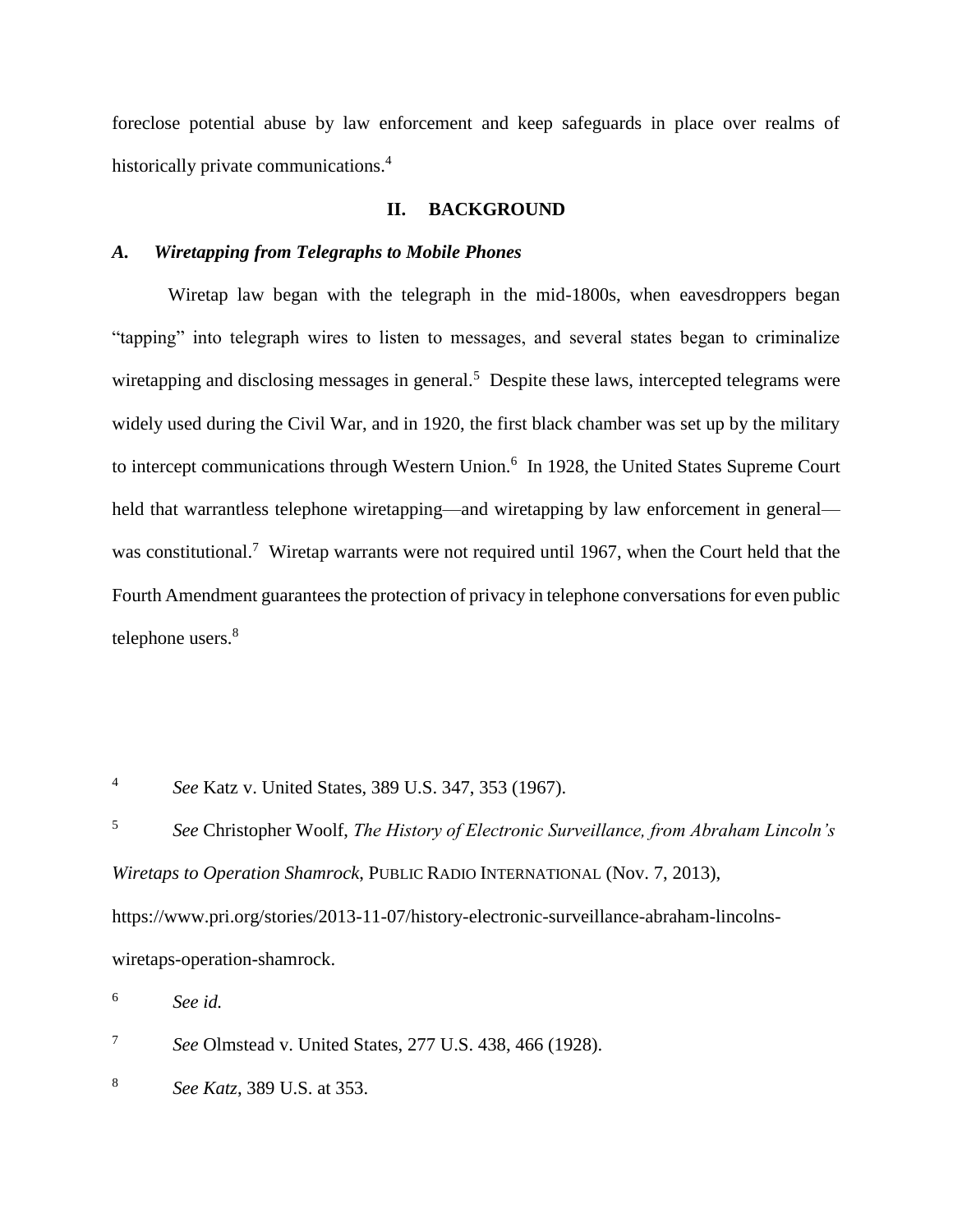foreclose potential abuse by law enforcement and keep safeguards in place over realms of historically private communications.[4]

## II. BACKGROUND

### *A. Wiretapping from Telegraphs to Mobile Phones*

Wiretap law began with the telegraph in the mid-1800s, when eavesdroppers began "tapping" into telegraph wires to listen to messages, and several states began to criminalize wiretapping and disclosing messages in general.[5] Despite these laws, intercepted telegrams were widely used during the Civil War, and in 1920, the first black chamber was set up by the military to intercept communications through Western Union.[6] In 1928, the United States Supreme Court held that warrantless telephone wiretapping—and wiretapping by law enforcement in general—was constitutional.[7] Wiretap warrants were not required until 1967, when the Court held that the Fourth Amendment guarantees the protection of privacy in telephone conversations for even public telephone users.[8]

---

[4] *See* Katz v. United States, 389 U.S. 347, 353 (1967).

[5] *See* Christopher Woolf, *The History of Electronic Surveillance, from Abraham Lincoln's Wiretaps to Operation Shamrock*, PUBLIC RADIO INTERNATIONAL (Nov. 7, 2013), https://www.pri.org/stories/2013-11-07/history-electronic-surveillance-abraham-lincolns-wiretaps-operation-shamrock.

[6] *See id.*

[7] *See* Olmstead v. United States, 277 U.S. 438, 466 (1928).

[8] *See Katz*, 389 U.S. at 353.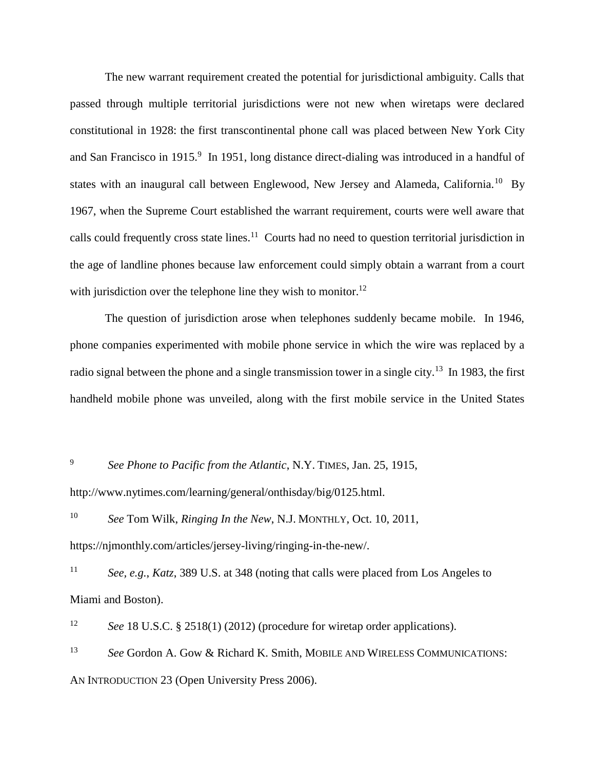The new warrant requirement created the potential for jurisdictional ambiguity. Calls that passed through multiple territorial jurisdictions were not new when wiretaps were declared constitutional in 1928: the first transcontinental phone call was placed between New York City and San Francisco in 1915.[9] In 1951, long distance direct-dialing was introduced in a handful of states with an inaugural call between Englewood, New Jersey and Alameda, California.[10] By 1967, when the Supreme Court established the warrant requirement, courts were well aware that calls could frequently cross state lines.[11] Courts had no need to question territorial jurisdiction in the age of landline phones because law enforcement could simply obtain a warrant from a court with jurisdiction over the telephone line they wish to monitor.[12]

The question of jurisdiction arose when telephones suddenly became mobile. In 1946, phone companies experimented with mobile phone service in which the wire was replaced by a radio signal between the phone and a single transmission tower in a single city.[13] In 1983, the first handheld mobile phone was unveiled, along with the first mobile service in the United States

[9] *See Phone to Pacific from the Atlantic*, N.Y. TIMES, Jan. 25, 1915, http://www.nytimes.com/learning/general/onthisday/big/0125.html.

[10] *See* Tom Wilk, *Ringing In the New*, N.J. MONTHLY, Oct. 10, 2011, https://njmonthly.com/articles/jersey-living/ringing-in-the-new/.

[11] *See, e.g.*, *Katz*, 389 U.S. at 348 (noting that calls were placed from Los Angeles to Miami and Boston).

[12] *See* 18 U.S.C. § 2518(1) (2012) (procedure for wiretap order applications).

[13] *See* Gordon A. Gow & Richard K. Smith, MOBILE AND WIRELESS COMMUNICATIONS: AN INTRODUCTION 23 (Open University Press 2006).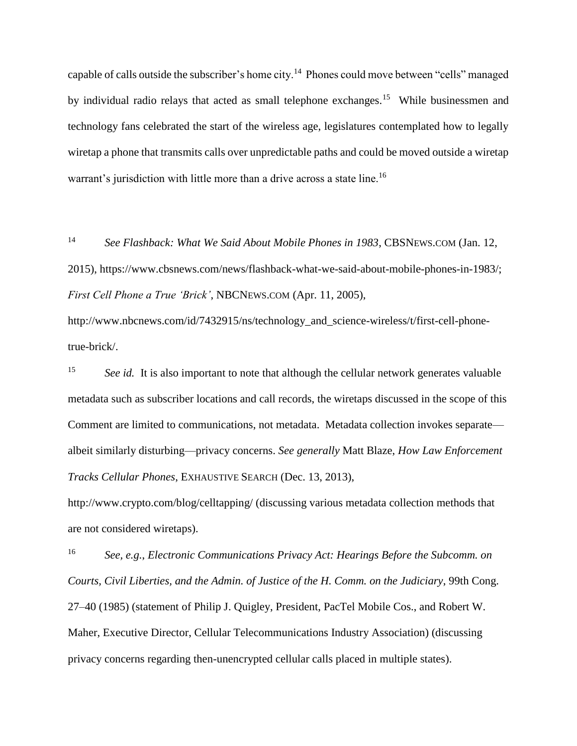capable of calls outside the subscriber's home city.[14] Phones could move between "cells" managed by individual radio relays that acted as small telephone exchanges.[15] While businessmen and technology fans celebrated the start of the wireless age, legislatures contemplated how to legally wiretap a phone that transmits calls over unpredictable paths and could be moved outside a wiretap warrant's jurisdiction with little more than a drive across a state line.[16]

[14] *See Flashback: What We Said About Mobile Phones in 1983*, CBSNEWS.COM (Jan. 12, 2015), https://www.cbsnews.com/news/flashback-what-we-said-about-mobile-phones-in-1983/; *First Cell Phone a True 'Brick'*, NBCNEWS.COM (Apr. 11, 2005), http://www.nbcnews.com/id/7432915/ns/technology_and_science-wireless/t/first-cell-phone-true-brick/.

[15] *See id.* It is also important to note that although the cellular network generates valuable metadata such as subscriber locations and call records, the wiretaps discussed in the scope of this Comment are limited to communications, not metadata. Metadata collection invokes separate—albeit similarly disturbing—privacy concerns. *See generally* Matt Blaze, *How Law Enforcement Tracks Cellular Phones*, EXHAUSTIVE SEARCH (Dec. 13, 2013), http://www.crypto.com/blog/celltapping/ (discussing various metadata collection methods that are not considered wiretaps).

[16] *See, e.g.*, *Electronic Communications Privacy Act: Hearings Before the Subcomm. on Courts, Civil Liberties, and the Admin. of Justice of the H. Comm. on the Judiciary*, 99th Cong. 27–40 (1985) (statement of Philip J. Quigley, President, PacTel Mobile Cos., and Robert W. Maher, Executive Director, Cellular Telecommunications Industry Association) (discussing privacy concerns regarding then-unencrypted cellular calls placed in multiple states).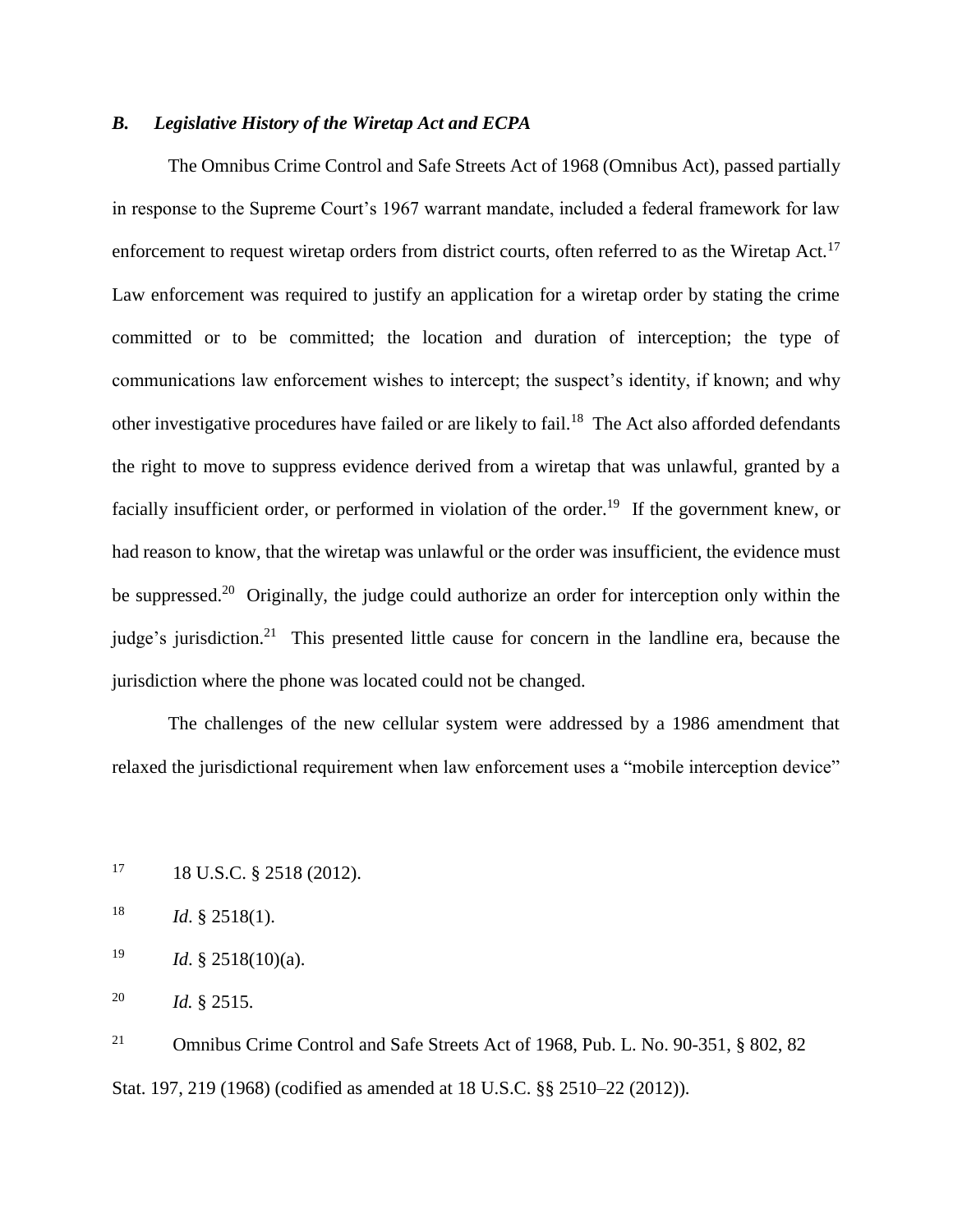### *B. Legislative History of the Wiretap Act and ECPA*

The Omnibus Crime Control and Safe Streets Act of 1968 (Omnibus Act), passed partially in response to the Supreme Court's 1967 warrant mandate, included a federal framework for law enforcement to request wiretap orders from district courts, often referred to as the Wiretap Act.[17] Law enforcement was required to justify an application for a wiretap order by stating the crime committed or to be committed; the location and duration of interception; the type of communications law enforcement wishes to intercept; the suspect's identity, if known; and why other investigative procedures have failed or are likely to fail.[18] The Act also afforded defendants the right to move to suppress evidence derived from a wiretap that was unlawful, granted by a facially insufficient order, or performed in violation of the order.[19] If the government knew, or had reason to know, that the wiretap was unlawful or the order was insufficient, the evidence must be suppressed.[20] Originally, the judge could authorize an order for interception only within the judge's jurisdiction.[21] This presented little cause for concern in the landline era, because the jurisdiction where the phone was located could not be changed.

The challenges of the new cellular system were addressed by a 1986 amendment that relaxed the jurisdictional requirement when law enforcement uses a "mobile interception device"

---

[17] 18 U.S.C. § 2518 (2012).

[18] *Id*. § 2518(1).

[19] *Id*. § 2518(10)(a).

[20] *Id.* § 2515.

[21] Omnibus Crime Control and Safe Streets Act of 1968, Pub. L. No. 90-351, § 802, 82 Stat. 197, 219 (1968) (codified as amended at 18 U.S.C. §§ 2510–22 (2012)).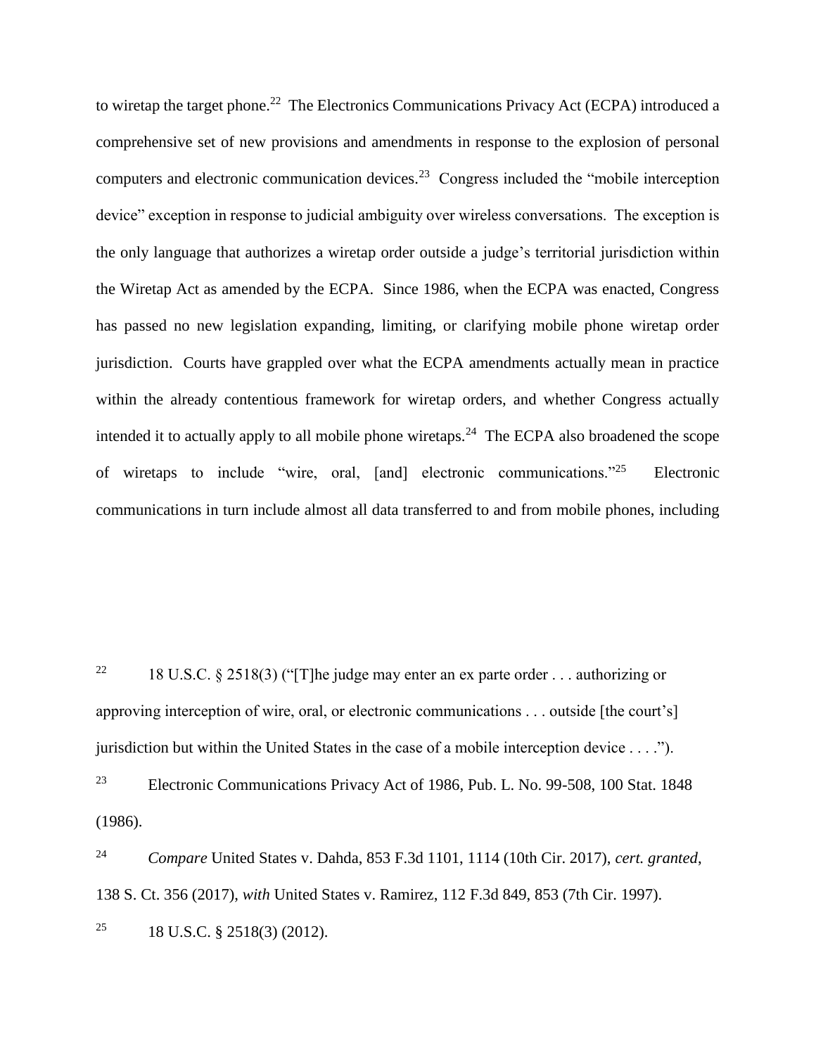to wiretap the target phone.[22] The Electronics Communications Privacy Act (ECPA) introduced a comprehensive set of new provisions and amendments in response to the explosion of personal computers and electronic communication devices.[23] Congress included the "mobile interception device" exception in response to judicial ambiguity over wireless conversations. The exception is the only language that authorizes a wiretap order outside a judge's territorial jurisdiction within the Wiretap Act as amended by the ECPA. Since 1986, when the ECPA was enacted, Congress has passed no new legislation expanding, limiting, or clarifying mobile phone wiretap order jurisdiction. Courts have grappled over what the ECPA amendments actually mean in practice within the already contentious framework for wiretap orders, and whether Congress actually intended it to actually apply to all mobile phone wiretaps.[24] The ECPA also broadened the scope of wiretaps to include "wire, oral, [and] electronic communications."[25] Electronic communications in turn include almost all data transferred to and from mobile phones, including

[22] 18 U.S.C. § 2518(3) ("[T]he judge may enter an ex parte order . . . authorizing or approving interception of wire, oral, or electronic communications . . . outside [the court's] jurisdiction but within the United States in the case of a mobile interception device . . . .").

[23] Electronic Communications Privacy Act of 1986, Pub. L. No. 99-508, 100 Stat. 1848 (1986).

[24] *Compare* United States v. Dahda, 853 F.3d 1101, 1114 (10th Cir. 2017), *cert. granted*, 138 S. Ct. 356 (2017), *with* United States v. Ramirez, 112 F.3d 849, 853 (7th Cir. 1997).

[25] 18 U.S.C. § 2518(3) (2012).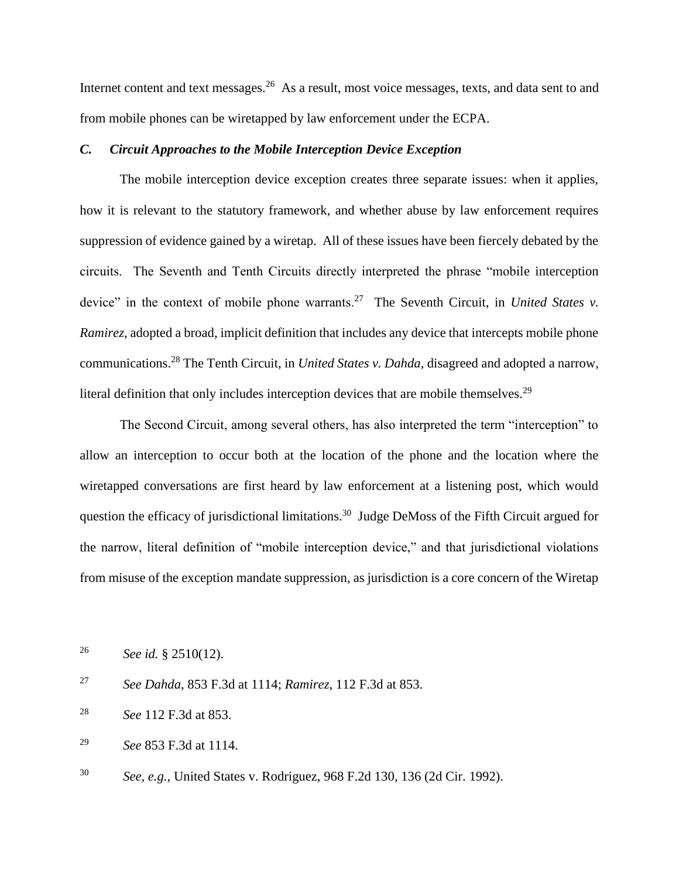Internet content and text messages.[26] As a result, most voice messages, texts, and data sent to and from mobile phones can be wiretapped by law enforcement under the ECPA.

### *C. Circuit Approaches to the Mobile Interception Device Exception*

The mobile interception device exception creates three separate issues: when it applies, how it is relevant to the statutory framework, and whether abuse by law enforcement requires suppression of evidence gained by a wiretap. All of these issues have been fiercely debated by the circuits. The Seventh and Tenth Circuits directly interpreted the phrase "mobile interception device" in the context of mobile phone warrants.[27] The Seventh Circuit, in *United States v. Ramirez*, adopted a broad, implicit definition that includes any device that intercepts mobile phone communications.[28] The Tenth Circuit, in *United States v. Dahda*, disagreed and adopted a narrow, literal definition that only includes interception devices that are mobile themselves.[29]

The Second Circuit, among several others, has also interpreted the term "interception" to allow an interception to occur both at the location of the phone and the location where the wiretapped conversations are first heard by law enforcement at a listening post, which would question the efficacy of jurisdictional limitations.[30] Judge DeMoss of the Fifth Circuit argued for the narrow, literal definition of "mobile interception device," and that jurisdictional violations from misuse of the exception mandate suppression, as jurisdiction is a core concern of the Wiretap

---

[26] *See id.* § 2510(12).

[27] *See Dahda*, 853 F.3d at 1114; *Ramirez*, 112 F.3d at 853.

[28] *See* 112 F.3d at 853.

[29] *See* 853 F.3d at 1114.

[30] *See, e.g.*, United States v. Rodriguez, 968 F.2d 130, 136 (2d Cir. 1992).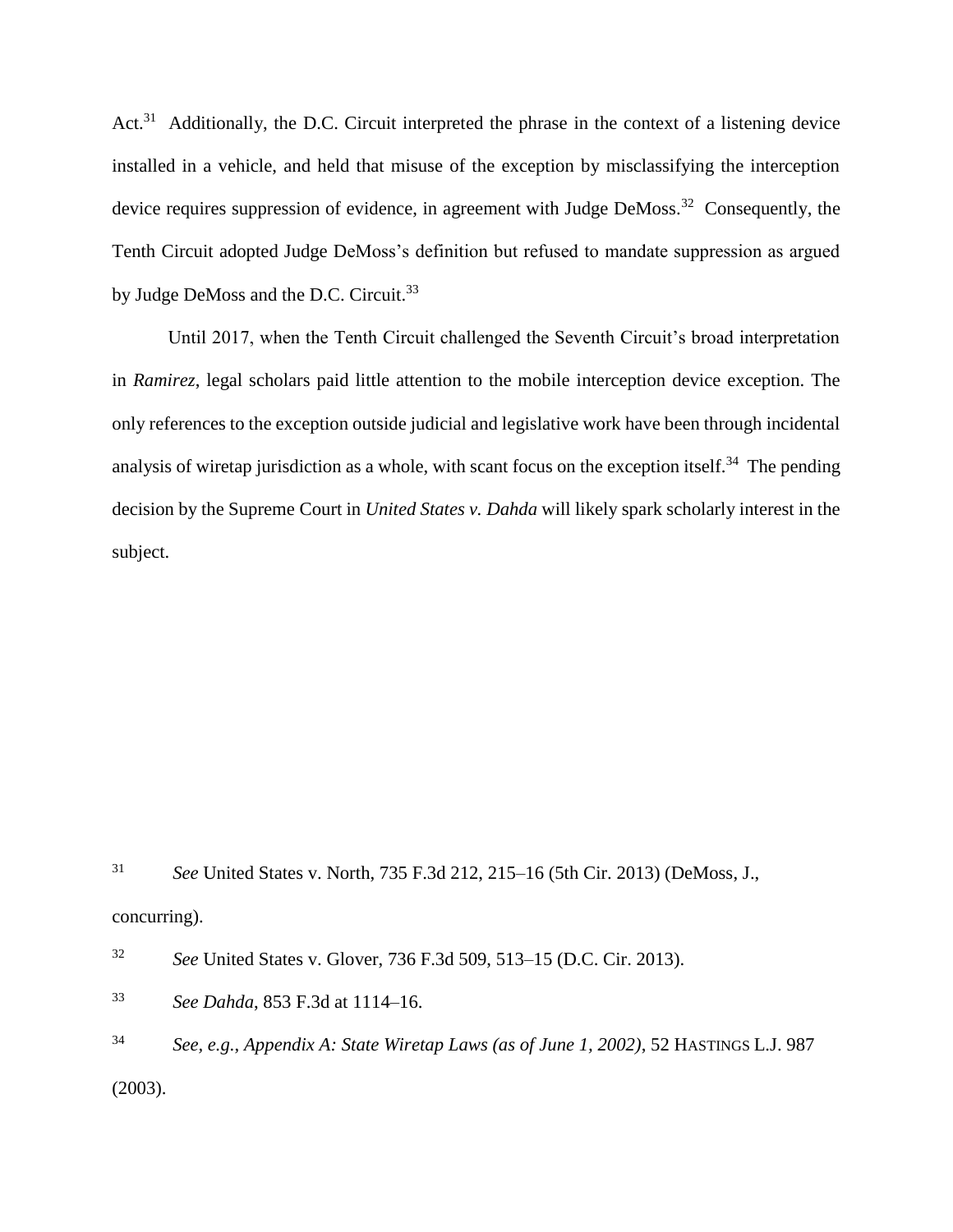Act.[31] Additionally, the D.C. Circuit interpreted the phrase in the context of a listening device installed in a vehicle, and held that misuse of the exception by misclassifying the interception device requires suppression of evidence, in agreement with Judge DeMoss.[32] Consequently, the Tenth Circuit adopted Judge DeMoss's definition but refused to mandate suppression as argued by Judge DeMoss and the D.C. Circuit.[33]

Until 2017, when the Tenth Circuit challenged the Seventh Circuit's broad interpretation in *Ramirez*, legal scholars paid little attention to the mobile interception device exception. The only references to the exception outside judicial and legislative work have been through incidental analysis of wiretap jurisdiction as a whole, with scant focus on the exception itself.[34] The pending decision by the Supreme Court in *United States v. Dahda* will likely spark scholarly interest in the subject.

---

[31] *See* United States v. North, 735 F.3d 212, 215–16 (5th Cir. 2013) (DeMoss, J., concurring).

[32] *See* United States v. Glover, 736 F.3d 509, 513–15 (D.C. Cir. 2013).

[33] *See Dahda*, 853 F.3d at 1114–16.

[34] *See, e.g.*, *Appendix A: State Wiretap Laws (as of June 1, 2002)*, 52 HASTINGS L.J. 987 (2003).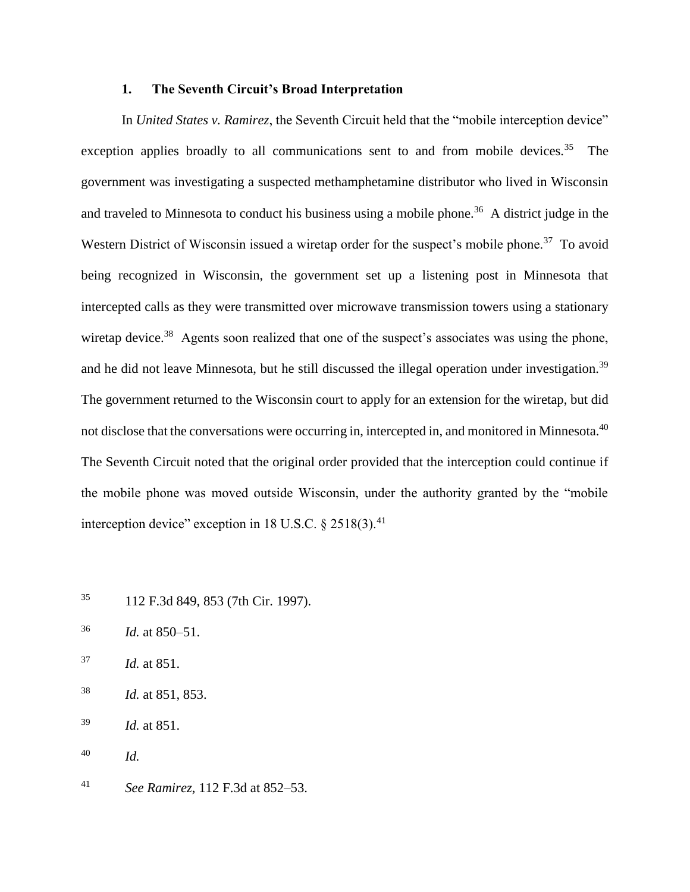### 1. The Seventh Circuit's Broad Interpretation

In *United States v. Ramirez*, the Seventh Circuit held that the "mobile interception device" exception applies broadly to all communications sent to and from mobile devices.[35] The government was investigating a suspected methamphetamine distributor who lived in Wisconsin and traveled to Minnesota to conduct his business using a mobile phone.[36] A district judge in the Western District of Wisconsin issued a wiretap order for the suspect's mobile phone.[37] To avoid being recognized in Wisconsin, the government set up a listening post in Minnesota that intercepted calls as they were transmitted over microwave transmission towers using a stationary wiretap device.[38] Agents soon realized that one of the suspect's associates was using the phone, and he did not leave Minnesota, but he still discussed the illegal operation under investigation.[39] The government returned to the Wisconsin court to apply for an extension for the wiretap, but did not disclose that the conversations were occurring in, intercepted in, and monitored in Minnesota.[40] The Seventh Circuit noted that the original order provided that the interception could continue if the mobile phone was moved outside Wisconsin, under the authority granted by the "mobile interception device" exception in 18 U.S.C. § 2518(3).[41]

[35] 112 F.3d 849, 853 (7th Cir. 1997).

[36] *Id.* at 850–51.

[37] *Id.* at 851.

[38] *Id.* at 851, 853.

[39] *Id.* at 851.

[40] *Id.*

[41] *See Ramirez*, 112 F.3d at 852–53.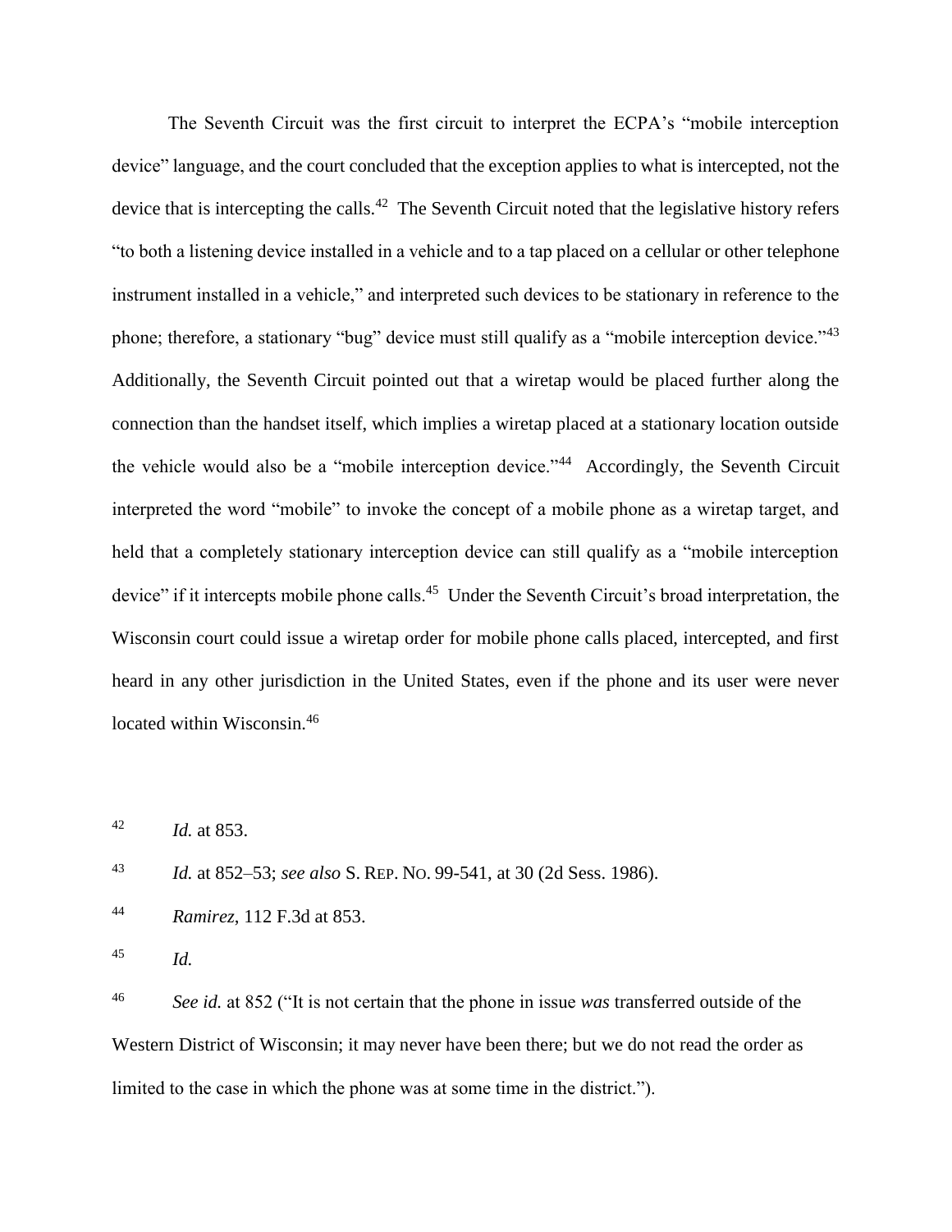The Seventh Circuit was the first circuit to interpret the ECPA's "mobile interception device" language, and the court concluded that the exception applies to what is intercepted, not the device that is intercepting the calls.[42] The Seventh Circuit noted that the legislative history refers "to both a listening device installed in a vehicle and to a tap placed on a cellular or other telephone instrument installed in a vehicle," and interpreted such devices to be stationary in reference to the phone; therefore, a stationary "bug" device must still qualify as a "mobile interception device."[43] Additionally, the Seventh Circuit pointed out that a wiretap would be placed further along the connection than the handset itself, which implies a wiretap placed at a stationary location outside the vehicle would also be a "mobile interception device."[44] Accordingly, the Seventh Circuit interpreted the word "mobile" to invoke the concept of a mobile phone as a wiretap target, and held that a completely stationary interception device can still qualify as a "mobile interception device" if it intercepts mobile phone calls.[45] Under the Seventh Circuit's broad interpretation, the Wisconsin court could issue a wiretap order for mobile phone calls placed, intercepted, and first heard in any other jurisdiction in the United States, even if the phone and its user were never located within Wisconsin.[46]

---

[42] *Id.* at 853.

[43] *Id.* at 852–53; *see also* S. REP. NO. 99-541, at 30 (2d Sess. 1986).

[44] *Ramirez*, 112 F.3d at 853.

[45] *Id.*

[46] *See id.* at 852 ("It is not certain that the phone in issue *was* transferred outside of the Western District of Wisconsin; it may never have been there; but we do not read the order as limited to the case in which the phone was at some time in the district.").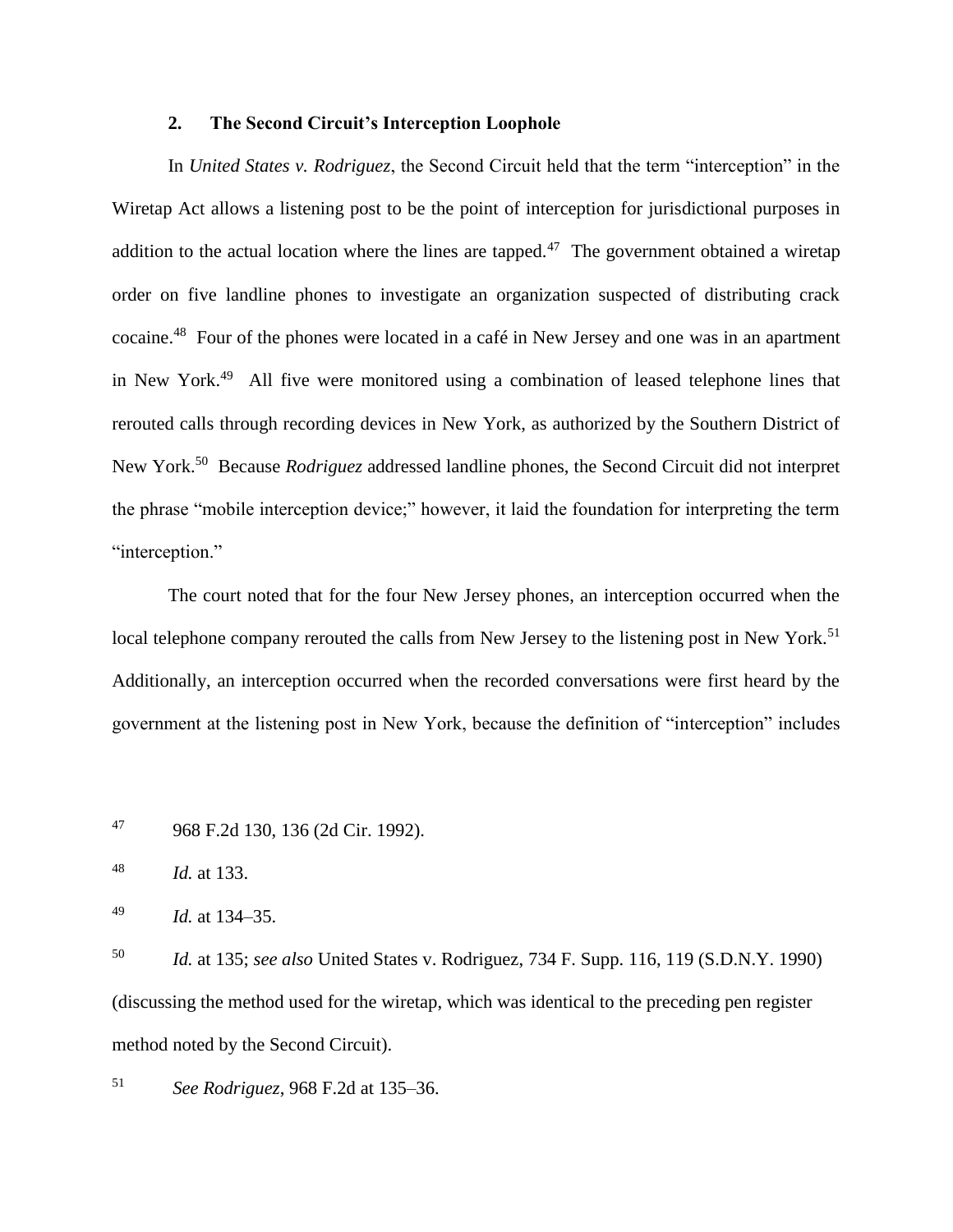### 2. The Second Circuit's Interception Loophole

In *United States v. Rodriguez*, the Second Circuit held that the term "interception" in the Wiretap Act allows a listening post to be the point of interception for jurisdictional purposes in addition to the actual location where the lines are tapped.[47] The government obtained a wiretap order on five landline phones to investigate an organization suspected of distributing crack cocaine.[48] Four of the phones were located in a café in New Jersey and one was in an apartment in New York.[49] All five were monitored using a combination of leased telephone lines that rerouted calls through recording devices in New York, as authorized by the Southern District of New York.[50] Because *Rodriguez* addressed landline phones, the Second Circuit did not interpret the phrase "mobile interception device;" however, it laid the foundation for interpreting the term "interception."

The court noted that for the four New Jersey phones, an interception occurred when the local telephone company rerouted the calls from New Jersey to the listening post in New York.[51] Additionally, an interception occurred when the recorded conversations were first heard by the government at the listening post in New York, because the definition of "interception" includes

---

[47] 968 F.2d 130, 136 (2d Cir. 1992).

[48] *Id.* at 133.

[49] *Id.* at 134–35.

[50] *Id.* at 135; *see also* United States v. Rodriguez, 734 F. Supp. 116, 119 (S.D.N.Y. 1990) (discussing the method used for the wiretap, which was identical to the preceding pen register method noted by the Second Circuit).

[51] *See Rodriguez*, 968 F.2d at 135–36.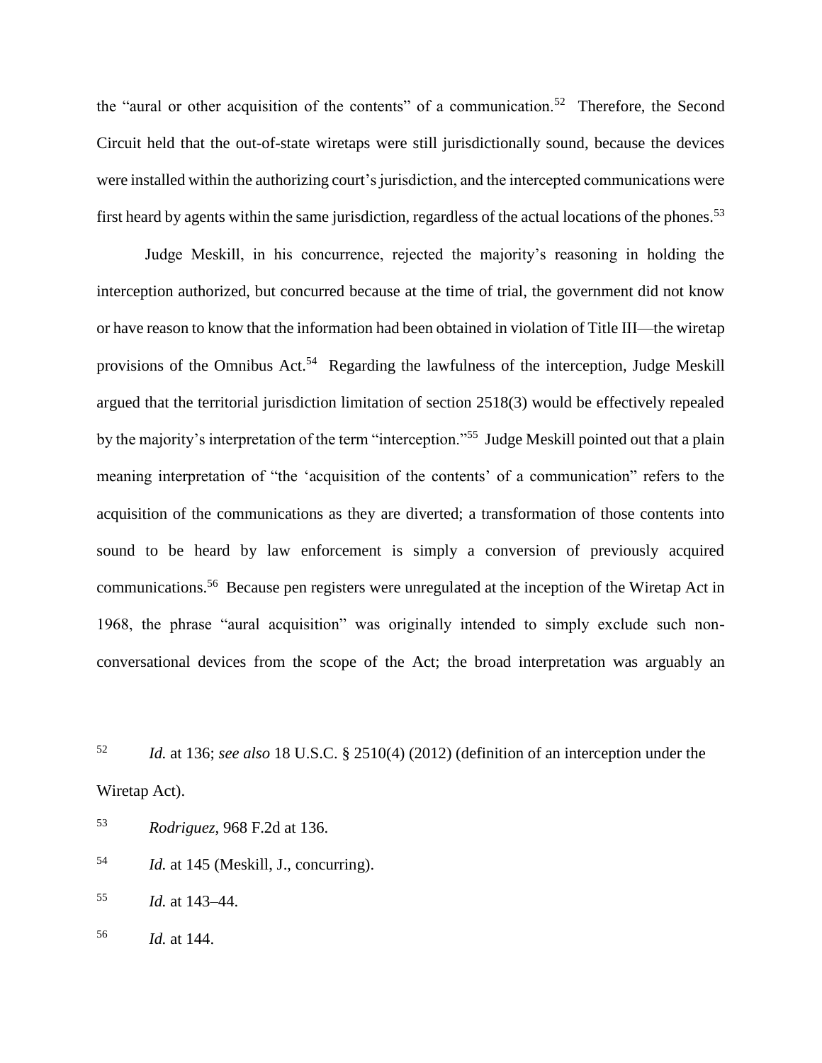the "aural or other acquisition of the contents" of a communication.[52] Therefore, the Second Circuit held that the out-of-state wiretaps were still jurisdictionally sound, because the devices were installed within the authorizing court's jurisdiction, and the intercepted communications were first heard by agents within the same jurisdiction, regardless of the actual locations of the phones.[53]

Judge Meskill, in his concurrence, rejected the majority's reasoning in holding the interception authorized, but concurred because at the time of trial, the government did not know or have reason to know that the information had been obtained in violation of Title III—the wiretap provisions of the Omnibus Act.[54] Regarding the lawfulness of the interception, Judge Meskill argued that the territorial jurisdiction limitation of section 2518(3) would be effectively repealed by the majority's interpretation of the term "interception."[55] Judge Meskill pointed out that a plain meaning interpretation of "the 'acquisition of the contents' of a communication" refers to the acquisition of the communications as they are diverted; a transformation of those contents into sound to be heard by law enforcement is simply a conversion of previously acquired communications.[56] Because pen registers were unregulated at the inception of the Wiretap Act in 1968, the phrase "aural acquisition" was originally intended to simply exclude such non-conversational devices from the scope of the Act; the broad interpretation was arguably an

[52] *Id.* at 136; *see also* 18 U.S.C. § 2510(4) (2012) (definition of an interception under the Wiretap Act).

[53] *Rodriguez*, 968 F.2d at 136.

[54] *Id.* at 145 (Meskill, J., concurring).

[55] *Id.* at 143–44.

[56] *Id.* at 144.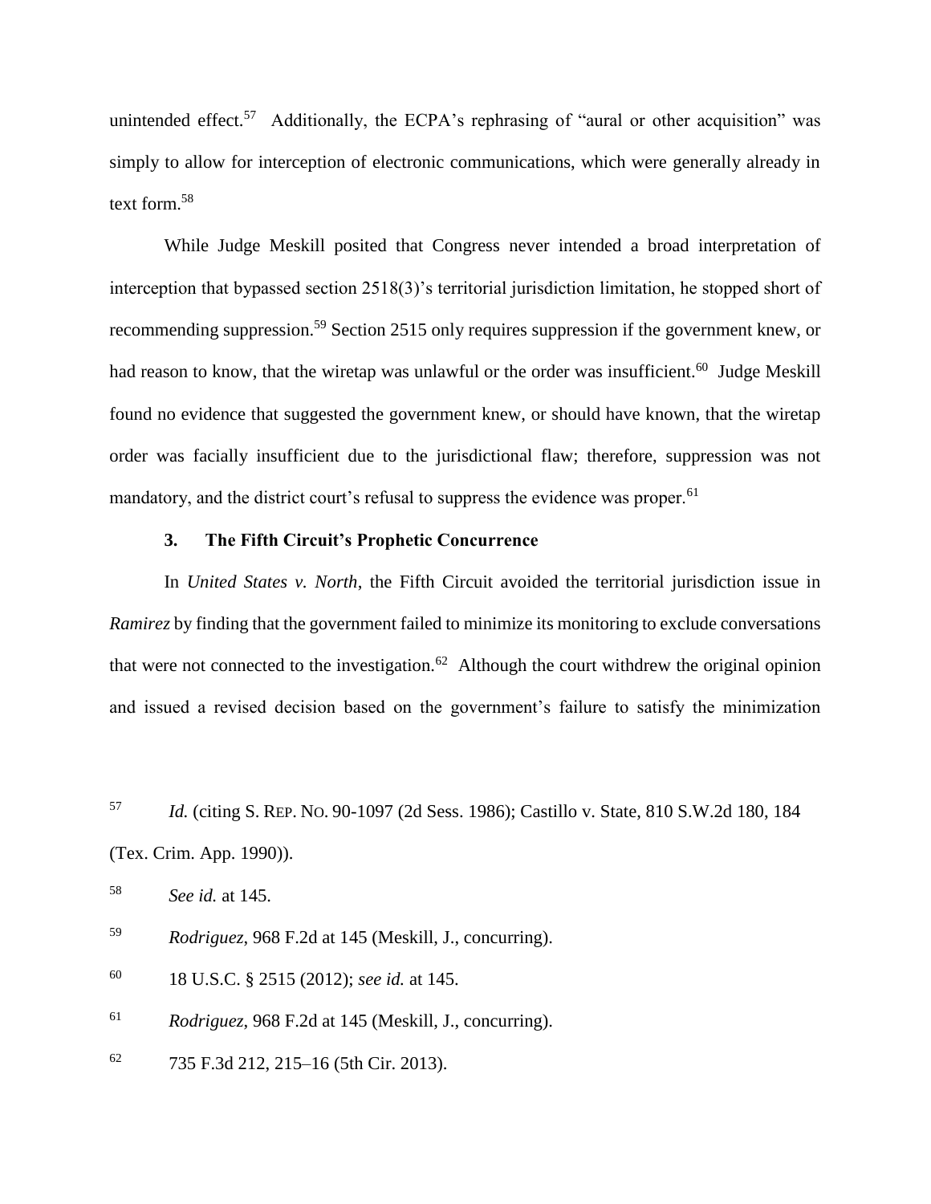unintended effect.[57] Additionally, the ECPA's rephrasing of "aural or other acquisition" was simply to allow for interception of electronic communications, which were generally already in text form.[58]

While Judge Meskill posited that Congress never intended a broad interpretation of interception that bypassed section 2518(3)'s territorial jurisdiction limitation, he stopped short of recommending suppression.[59] Section 2515 only requires suppression if the government knew, or had reason to know, that the wiretap was unlawful or the order was insufficient.[60] Judge Meskill found no evidence that suggested the government knew, or should have known, that the wiretap order was facially insufficient due to the jurisdictional flaw; therefore, suppression was not mandatory, and the district court's refusal to suppress the evidence was proper.[61]

### 3. The Fifth Circuit's Prophetic Concurrence

In *United States v. North*, the Fifth Circuit avoided the territorial jurisdiction issue in *Ramirez* by finding that the government failed to minimize its monitoring to exclude conversations that were not connected to the investigation.[62] Although the court withdrew the original opinion and issued a revised decision based on the government's failure to satisfy the minimization

---

[57] *Id.* (citing S. REP. NO. 90-1097 (2d Sess. 1986); Castillo v. State, 810 S.W.2d 180, 184 (Tex. Crim. App. 1990)).

[58] *See id.* at 145.

[59] *Rodriguez*, 968 F.2d at 145 (Meskill, J., concurring).

[60] 18 U.S.C. § 2515 (2012); *see id.* at 145.

[61] *Rodriguez*, 968 F.2d at 145 (Meskill, J., concurring).

[62] 735 F.3d 212, 215–16 (5th Cir. 2013).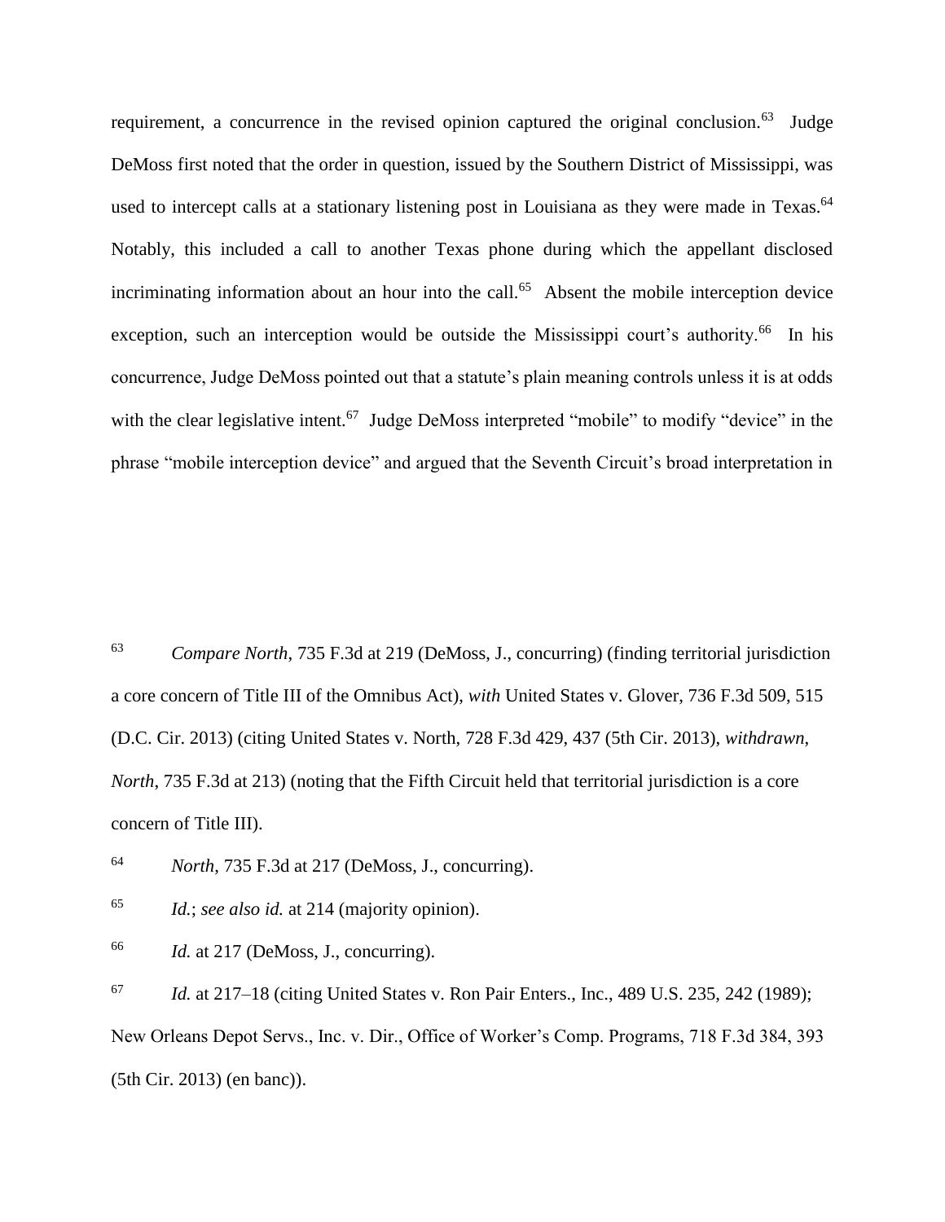requirement, a concurrence in the revised opinion captured the original conclusion.[63] Judge DeMoss first noted that the order in question, issued by the Southern District of Mississippi, was used to intercept calls at a stationary listening post in Louisiana as they were made in Texas.[64] Notably, this included a call to another Texas phone during which the appellant disclosed incriminating information about an hour into the call.[65] Absent the mobile interception device exception, such an interception would be outside the Mississippi court's authority.[66] In his concurrence, Judge DeMoss pointed out that a statute's plain meaning controls unless it is at odds with the clear legislative intent.[67] Judge DeMoss interpreted "mobile" to modify "device" in the phrase "mobile interception device" and argued that the Seventh Circuit's broad interpretation in

[63] *Compare North*, 735 F.3d at 219 (DeMoss, J., concurring) (finding territorial jurisdiction a core concern of Title III of the Omnibus Act), *with* United States v. Glover, 736 F.3d 509, 515 (D.C. Cir. 2013) (citing United States v. North, 728 F.3d 429, 437 (5th Cir. 2013), *withdrawn*, *North*, 735 F.3d at 213) (noting that the Fifth Circuit held that territorial jurisdiction is a core concern of Title III).

[64] *North*, 735 F.3d at 217 (DeMoss, J., concurring).

[65] *Id.*; *see also id.* at 214 (majority opinion).

[66] *Id.* at 217 (DeMoss, J., concurring).

[67] *Id.* at 217–18 (citing United States v. Ron Pair Enters., Inc., 489 U.S. 235, 242 (1989); New Orleans Depot Servs., Inc. v. Dir., Office of Worker's Comp. Programs, 718 F.3d 384, 393 (5th Cir. 2013) (en banc)).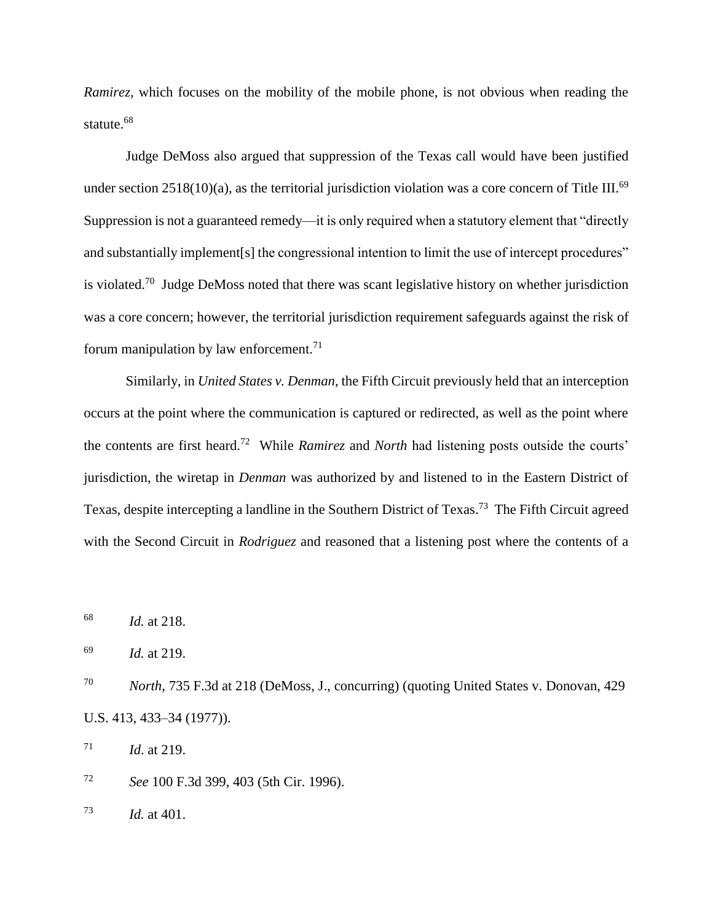*Ramirez*, which focuses on the mobility of the mobile phone, is not obvious when reading the statute.[68]

Judge DeMoss also argued that suppression of the Texas call would have been justified under section 2518(10)(a), as the territorial jurisdiction violation was a core concern of Title III.[69] Suppression is not a guaranteed remedy—it is only required when a statutory element that "directly and substantially implement[s] the congressional intention to limit the use of intercept procedures" is violated.[70] Judge DeMoss noted that there was scant legislative history on whether jurisdiction was a core concern; however, the territorial jurisdiction requirement safeguards against the risk of forum manipulation by law enforcement.[71]

Similarly, in *United States v. Denman*, the Fifth Circuit previously held that an interception occurs at the point where the communication is captured or redirected, as well as the point where the contents are first heard.[72] While *Ramirez* and *North* had listening posts outside the courts' jurisdiction, the wiretap in *Denman* was authorized by and listened to in the Eastern District of Texas, despite intercepting a landline in the Southern District of Texas.[73] The Fifth Circuit agreed with the Second Circuit in *Rodriguez* and reasoned that a listening post where the contents of a

---

[68] *Id.* at 218.

[69] *Id.* at 219.

[70] *North*, 735 F.3d at 218 (DeMoss, J., concurring) (quoting United States v. Donovan, 429 U.S. 413, 433–34 (1977)).

[71] *Id*. at 219.

[72] *See* 100 F.3d 399, 403 (5th Cir. 1996).

[73] *Id.* at 401.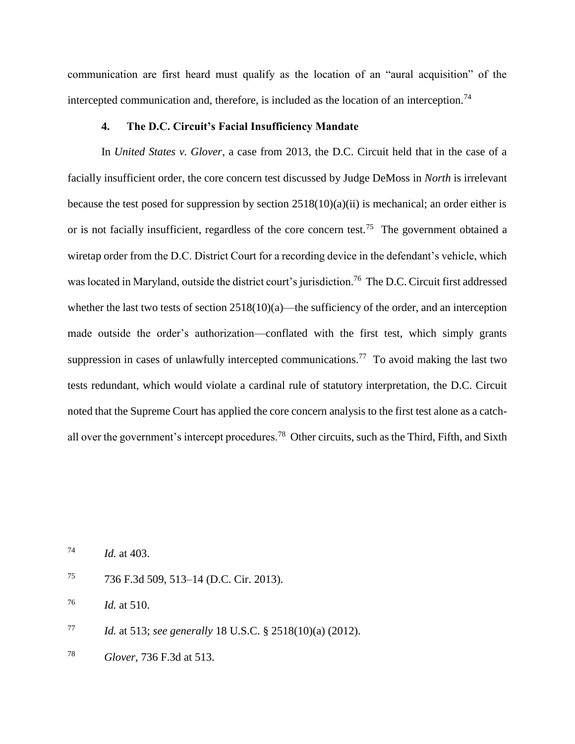communication are first heard must qualify as the location of an "aural acquisition" of the intercepted communication and, therefore, is included as the location of an interception.[74]

#### 4. The D.C. Circuit's Facial Insufficiency Mandate

In *United States v. Glover*, a case from 2013, the D.C. Circuit held that in the case of a facially insufficient order, the core concern test discussed by Judge DeMoss in *North* is irrelevant because the test posed for suppression by section 2518(10)(a)(ii) is mechanical; an order either is or is not facially insufficient, regardless of the core concern test.[75] The government obtained a wiretap order from the D.C. District Court for a recording device in the defendant's vehicle, which was located in Maryland, outside the district court's jurisdiction.[76] The D.C. Circuit first addressed whether the last two tests of section 2518(10)(a)—the sufficiency of the order, and an interception made outside the order's authorization—conflated with the first test, which simply grants suppression in cases of unlawfully intercepted communications.[77] To avoid making the last two tests redundant, which would violate a cardinal rule of statutory interpretation, the D.C. Circuit noted that the Supreme Court has applied the core concern analysis to the first test alone as a catch-all over the government's intercept procedures.[78] Other circuits, such as the Third, Fifth, and Sixth

---

[74] *Id.* at 403.

[75] 736 F.3d 509, 513–14 (D.C. Cir. 2013).

[76] *Id.* at 510.

[77] *Id.* at 513; *see generally* 18 U.S.C. § 2518(10)(a) (2012).

[78] *Glover*, 736 F.3d at 513.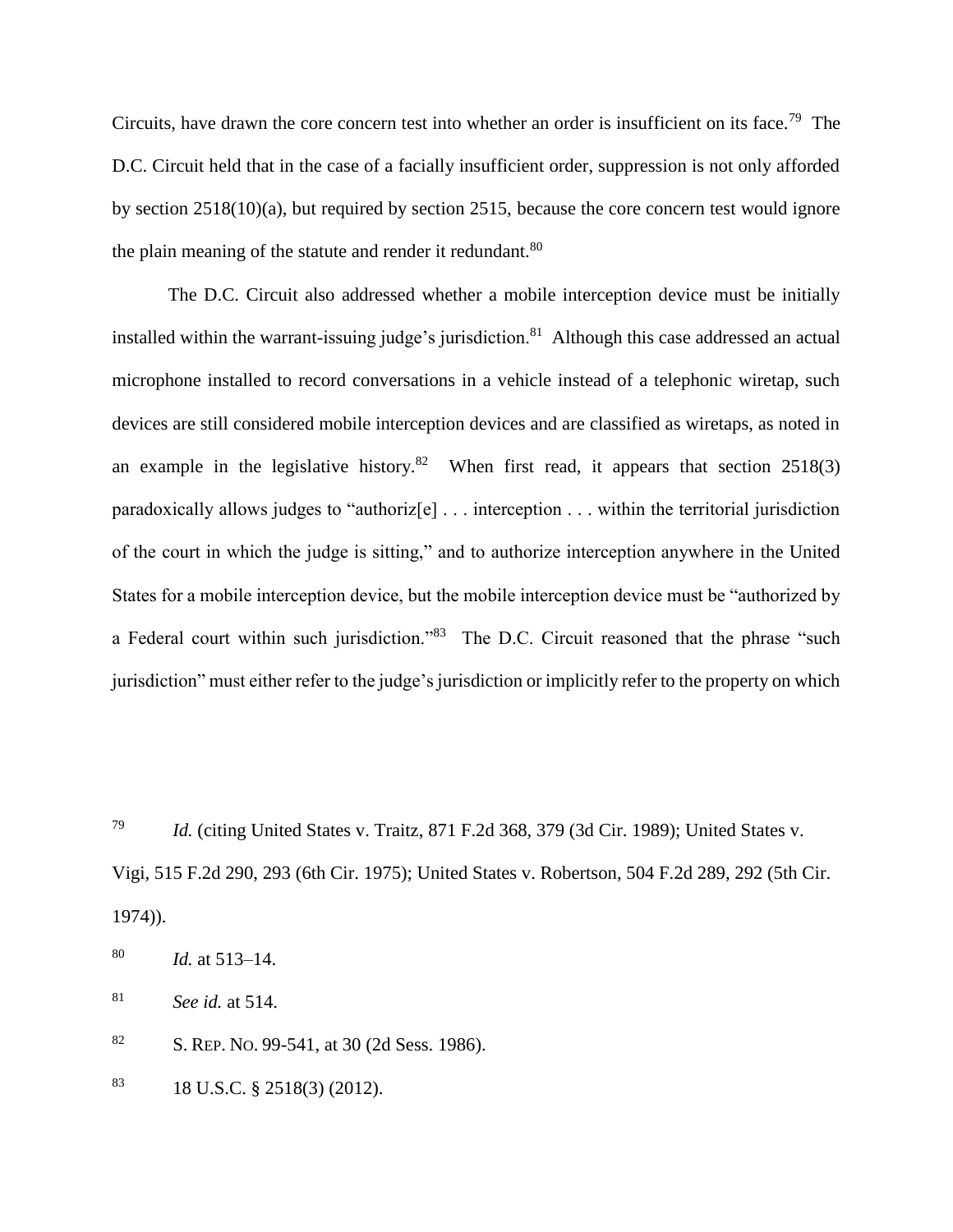Circuits, have drawn the core concern test into whether an order is insufficient on its face.[79] The D.C. Circuit held that in the case of a facially insufficient order, suppression is not only afforded by section 2518(10)(a), but required by section 2515, because the core concern test would ignore the plain meaning of the statute and render it redundant.[80]

The D.C. Circuit also addressed whether a mobile interception device must be initially installed within the warrant-issuing judge's jurisdiction.[81] Although this case addressed an actual microphone installed to record conversations in a vehicle instead of a telephonic wiretap, such devices are still considered mobile interception devices and are classified as wiretaps, as noted in an example in the legislative history.[82] When first read, it appears that section 2518(3) paradoxically allows judges to "authoriz[e] . . . interception . . . within the territorial jurisdiction of the court in which the judge is sitting," and to authorize interception anywhere in the United States for a mobile interception device, but the mobile interception device must be "authorized by a Federal court within such jurisdiction."[83] The D.C. Circuit reasoned that the phrase "such jurisdiction" must either refer to the judge's jurisdiction or implicitly refer to the property on which

---

[79] *Id.* (citing United States v. Traitz, 871 F.2d 368, 379 (3d Cir. 1989); United States v. Vigi, 515 F.2d 290, 293 (6th Cir. 1975); United States v. Robertson, 504 F.2d 289, 292 (5th Cir. 1974)).

[80] *Id.* at 513–14.

[81] *See id.* at 514.

[82] S. REP. NO. 99-541, at 30 (2d Sess. 1986).

[83] 18 U.S.C. § 2518(3) (2012).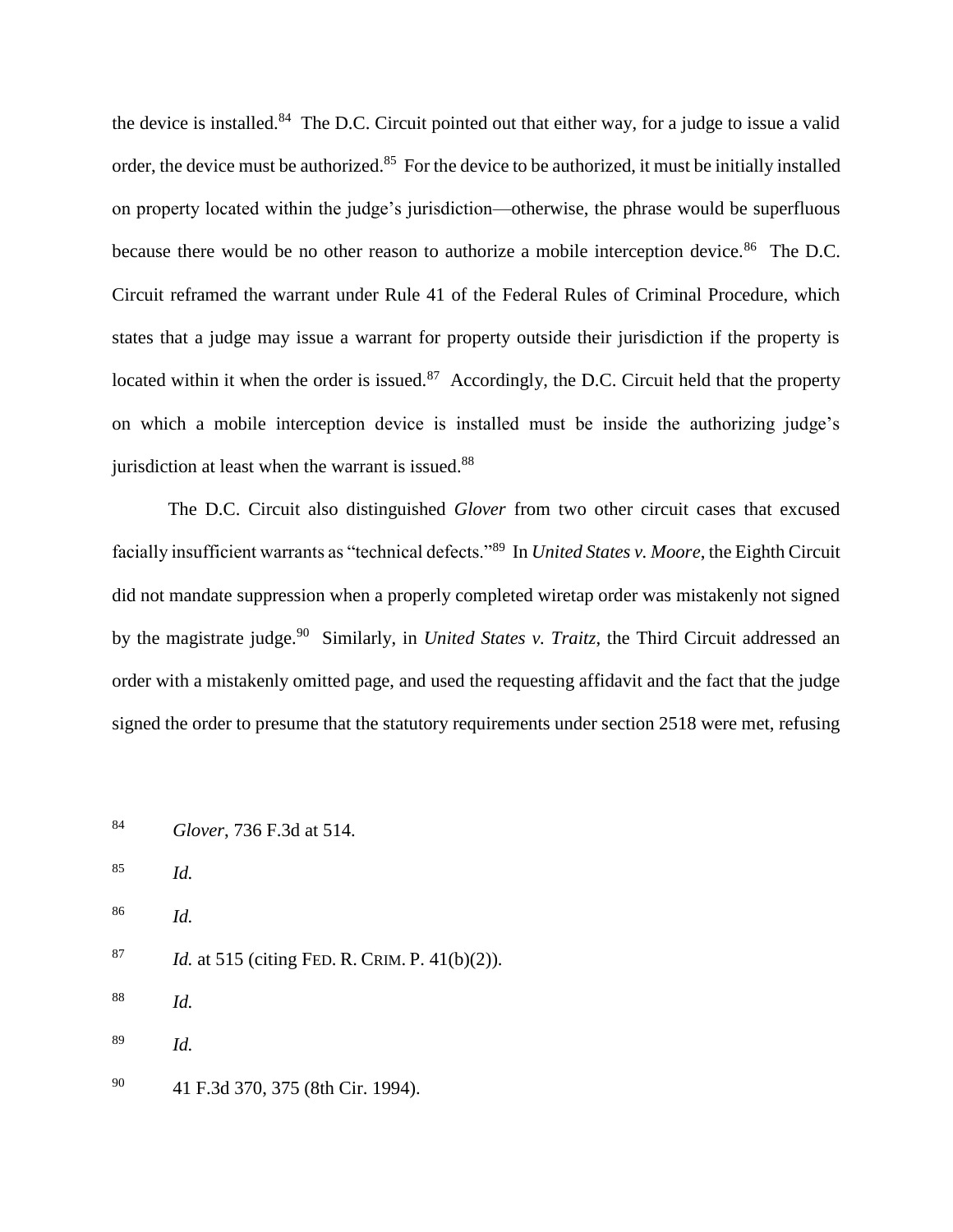the device is installed.[84] The D.C. Circuit pointed out that either way, for a judge to issue a valid order, the device must be authorized.[85] For the device to be authorized, it must be initially installed on property located within the judge's jurisdiction—otherwise, the phrase would be superfluous because there would be no other reason to authorize a mobile interception device.[86] The D.C. Circuit reframed the warrant under Rule 41 of the Federal Rules of Criminal Procedure, which states that a judge may issue a warrant for property outside their jurisdiction if the property is located within it when the order is issued.[87] Accordingly, the D.C. Circuit held that the property on which a mobile interception device is installed must be inside the authorizing judge's jurisdiction at least when the warrant is issued.[88]

The D.C. Circuit also distinguished *Glover* from two other circuit cases that excused facially insufficient warrants as "technical defects."[89] In *United States v. Moore*, the Eighth Circuit did not mandate suppression when a properly completed wiretap order was mistakenly not signed by the magistrate judge.[90] Similarly, in *United States v. Traitz*, the Third Circuit addressed an order with a mistakenly omitted page, and used the requesting affidavit and the fact that the judge signed the order to presume that the statutory requirements under section 2518 were met, refusing

---

[84] *Glover*, 736 F.3d at 514.

[85] *Id.*

[86] *Id.*

[87] *Id.* at 515 (citing FED. R. CRIM. P. 41(b)(2)).

[88] *Id.*

[89] *Id.*

[90] 41 F.3d 370, 375 (8th Cir. 1994).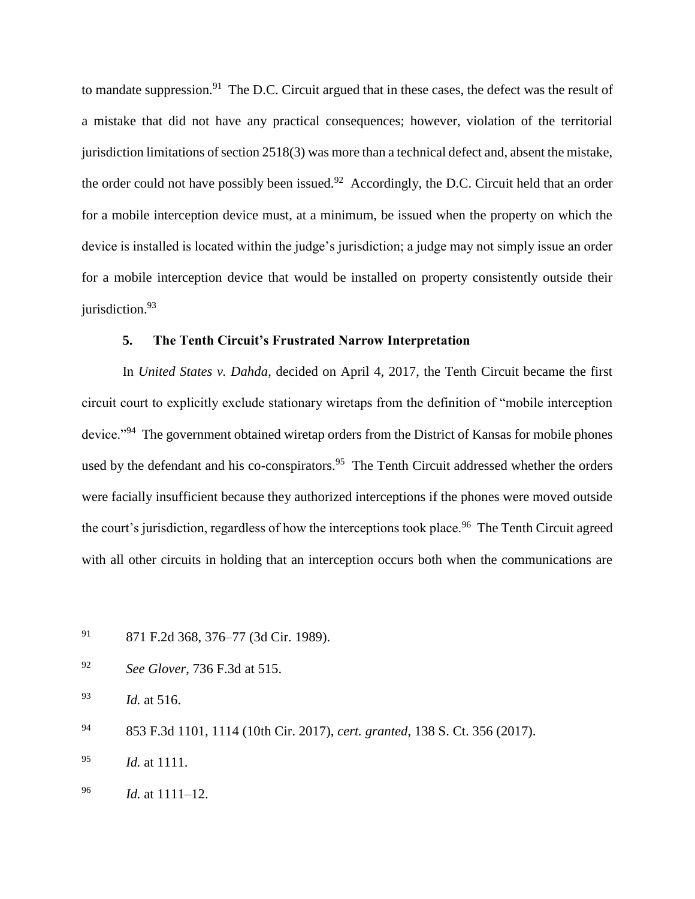to mandate suppression.[91] The D.C. Circuit argued that in these cases, the defect was the result of a mistake that did not have any practical consequences; however, violation of the territorial jurisdiction limitations of section 2518(3) was more than a technical defect and, absent the mistake, the order could not have possibly been issued.[92] Accordingly, the D.C. Circuit held that an order for a mobile interception device must, at a minimum, be issued when the property on which the device is installed is located within the judge's jurisdiction; a judge may not simply issue an order for a mobile interception device that would be installed on property consistently outside their jurisdiction.[93]

### 5. The Tenth Circuit's Frustrated Narrow Interpretation

In *United States v. Dahda*, decided on April 4, 2017, the Tenth Circuit became the first circuit court to explicitly exclude stationary wiretaps from the definition of "mobile interception device."[94] The government obtained wiretap orders from the District of Kansas for mobile phones used by the defendant and his co-conspirators.[95] The Tenth Circuit addressed whether the orders were facially insufficient because they authorized interceptions if the phones were moved outside the court's jurisdiction, regardless of how the interceptions took place.[96] The Tenth Circuit agreed with all other circuits in holding that an interception occurs both when the communications are

---

[91] 871 F.2d 368, 376–77 (3d Cir. 1989).

[92] *See Glover*, 736 F.3d at 515.

[93] *Id.* at 516.

[94] 853 F.3d 1101, 1114 (10th Cir. 2017), *cert. granted*, 138 S. Ct. 356 (2017).

[95] *Id.* at 1111.

[96] *Id.* at 1111–12.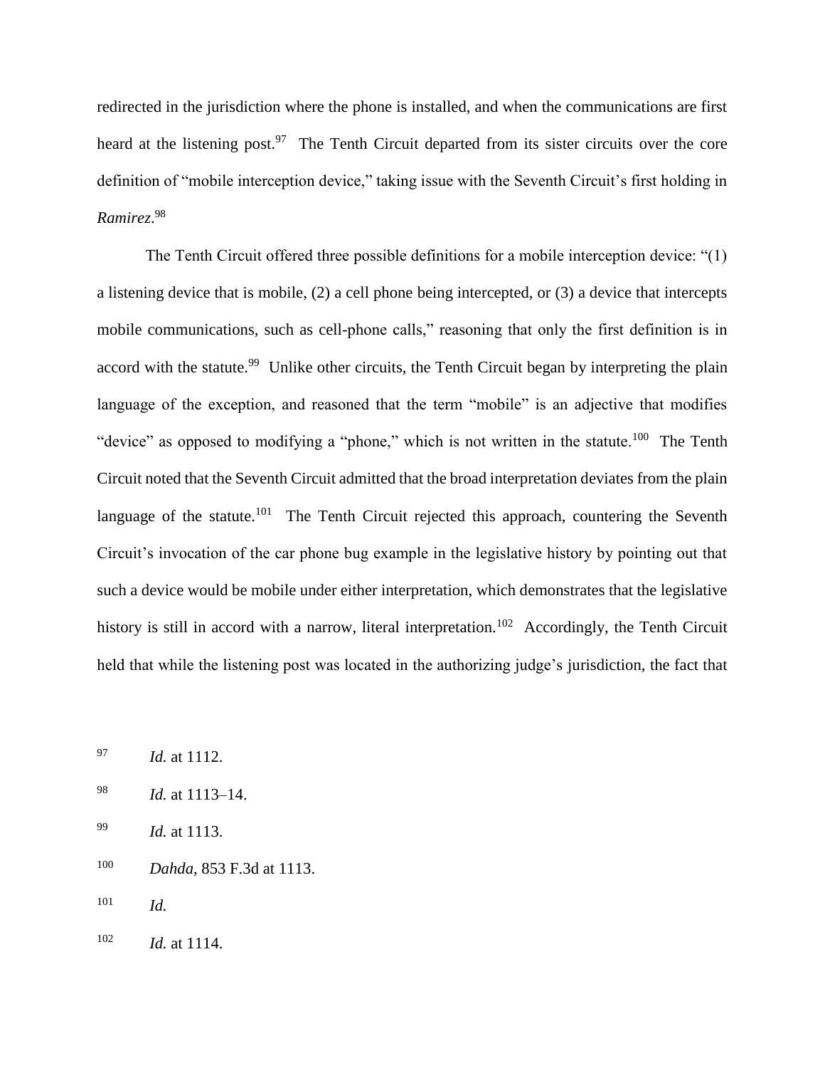redirected in the jurisdiction where the phone is installed, and when the communications are first heard at the listening post.[97] The Tenth Circuit departed from its sister circuits over the core definition of "mobile interception device," taking issue with the Seventh Circuit's first holding in *Ramirez*.[98]

The Tenth Circuit offered three possible definitions for a mobile interception device: "(1) a listening device that is mobile, (2) a cell phone being intercepted, or (3) a device that intercepts mobile communications, such as cell-phone calls," reasoning that only the first definition is in accord with the statute.[99] Unlike other circuits, the Tenth Circuit began by interpreting the plain language of the exception, and reasoned that the term "mobile" is an adjective that modifies "device" as opposed to modifying a "phone," which is not written in the statute.[100] The Tenth Circuit noted that the Seventh Circuit admitted that the broad interpretation deviates from the plain language of the statute.[101] The Tenth Circuit rejected this approach, countering the Seventh Circuit's invocation of the car phone bug example in the legislative history by pointing out that such a device would be mobile under either interpretation, which demonstrates that the legislative history is still in accord with a narrow, literal interpretation.[102] Accordingly, the Tenth Circuit held that while the listening post was located in the authorizing judge's jurisdiction, the fact that

[97] *Id.* at 1112.

[98] *Id.* at 1113–14.

[99] *Id.* at 1113.

[100] *Dahda*, 853 F.3d at 1113.

[101] *Id.*

[102] *Id.* at 1114.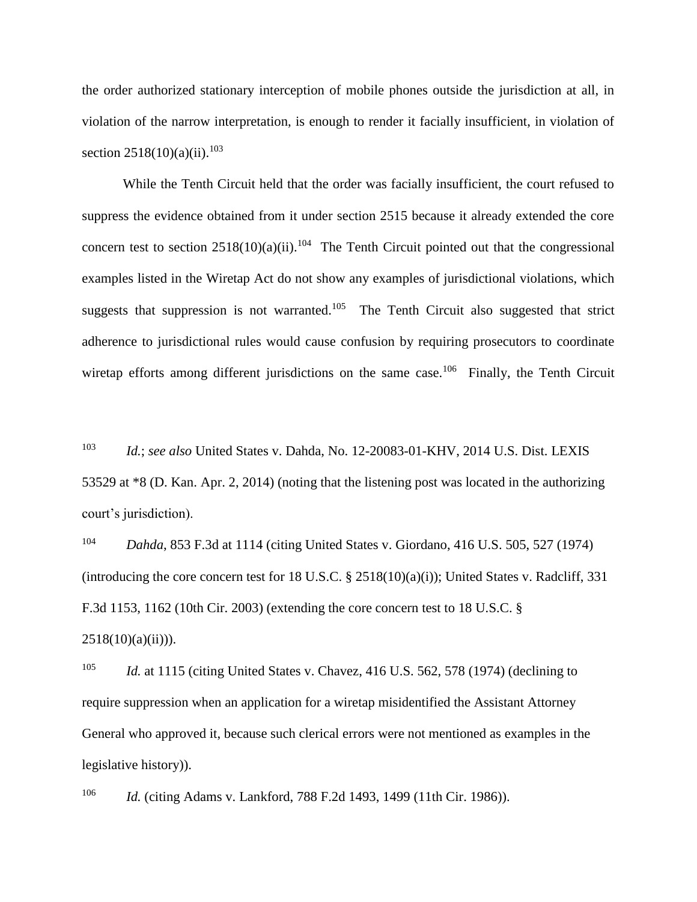the order authorized stationary interception of mobile phones outside the jurisdiction at all, in violation of the narrow interpretation, is enough to render it facially insufficient, in violation of section 2518(10)(a)(ii).[103]

While the Tenth Circuit held that the order was facially insufficient, the court refused to suppress the evidence obtained from it under section 2515 because it already extended the core concern test to section 2518(10)(a)(ii).[104] The Tenth Circuit pointed out that the congressional examples listed in the Wiretap Act do not show any examples of jurisdictional violations, which suggests that suppression is not warranted.[105] The Tenth Circuit also suggested that strict adherence to jurisdictional rules would cause confusion by requiring prosecutors to coordinate wiretap efforts among different jurisdictions on the same case.[106] Finally, the Tenth Circuit

[103] *Id.*; *see also* United States v. Dahda, No. 12-20083-01-KHV, 2014 U.S. Dist. LEXIS 53529 at *8 (D. Kan. Apr. 2, 2014) (noting that the listening post was located in the authorizing court's jurisdiction).

[104] *Dahda*, 853 F.3d at 1114 (citing United States v. Giordano, 416 U.S. 505, 527 (1974) (introducing the core concern test for 18 U.S.C. § 2518(10)(a)(i)); United States v. Radcliff, 331 F.3d 1153, 1162 (10th Cir. 2003) (extending the core concern test to 18 U.S.C. § 2518(10)(a)(ii))).

[105] *Id.* at 1115 (citing United States v. Chavez, 416 U.S. 562, 578 (1974) (declining to require suppression when an application for a wiretap misidentified the Assistant Attorney General who approved it, because such clerical errors were not mentioned as examples in the legislative history)).

[106] *Id.* (citing Adams v. Lankford, 788 F.2d 1493, 1499 (11th Cir. 1986)).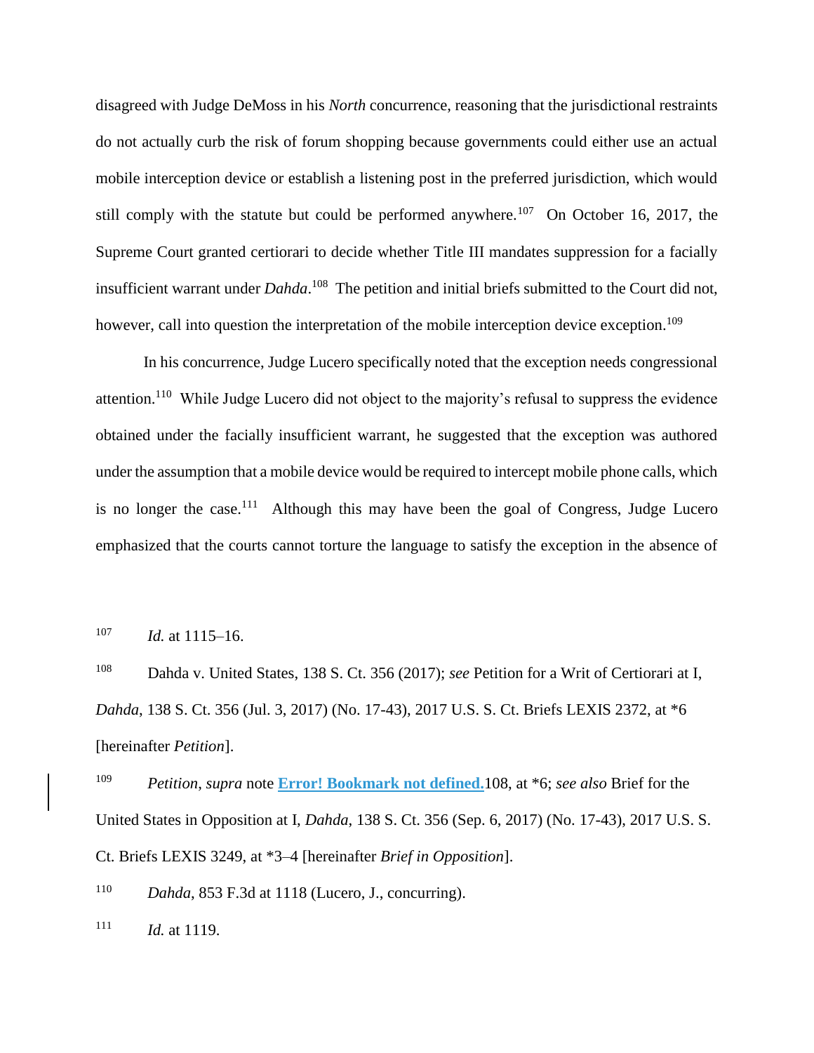disagreed with Judge DeMoss in his *North* concurrence, reasoning that the jurisdictional restraints do not actually curb the risk of forum shopping because governments could either use an actual mobile interception device or establish a listening post in the preferred jurisdiction, which would still comply with the statute but could be performed anywhere.[107] On October 16, 2017, the Supreme Court granted certiorari to decide whether Title III mandates suppression for a facially insufficient warrant under *Dahda*.[108] The petition and initial briefs submitted to the Court did not, however, call into question the interpretation of the mobile interception device exception.[109]

In his concurrence, Judge Lucero specifically noted that the exception needs congressional attention.[110] While Judge Lucero did not object to the majority's refusal to suppress the evidence obtained under the facially insufficient warrant, he suggested that the exception was authored under the assumption that a mobile device would be required to intercept mobile phone calls, which is no longer the case.[111] Although this may have been the goal of Congress, Judge Lucero emphasized that the courts cannot torture the language to satisfy the exception in the absence of

---

[107] *Id.* at 1115–16.

[108] Dahda v. United States, 138 S. Ct. 356 (2017); *see* Petition for a Writ of Certiorari at I, *Dahda*, 138 S. Ct. 356 (Jul. 3, 2017) (No. 17-43), 2017 U.S. S. Ct. Briefs LEXIS 2372, at *6 [hereinafter *Petition*].

[109] *Petition*, *supra* note **Error! Bookmark not defined.**108, at *6; *see also* Brief for the United States in Opposition at I, *Dahda*, 138 S. Ct. 356 (Sep. 6, 2017) (No. 17-43), 2017 U.S. S. Ct. Briefs LEXIS 3249, at *3–4 [hereinafter *Brief in Opposition*].

[110] *Dahda*, 853 F.3d at 1118 (Lucero, J., concurring).

[111] *Id.* at 1119.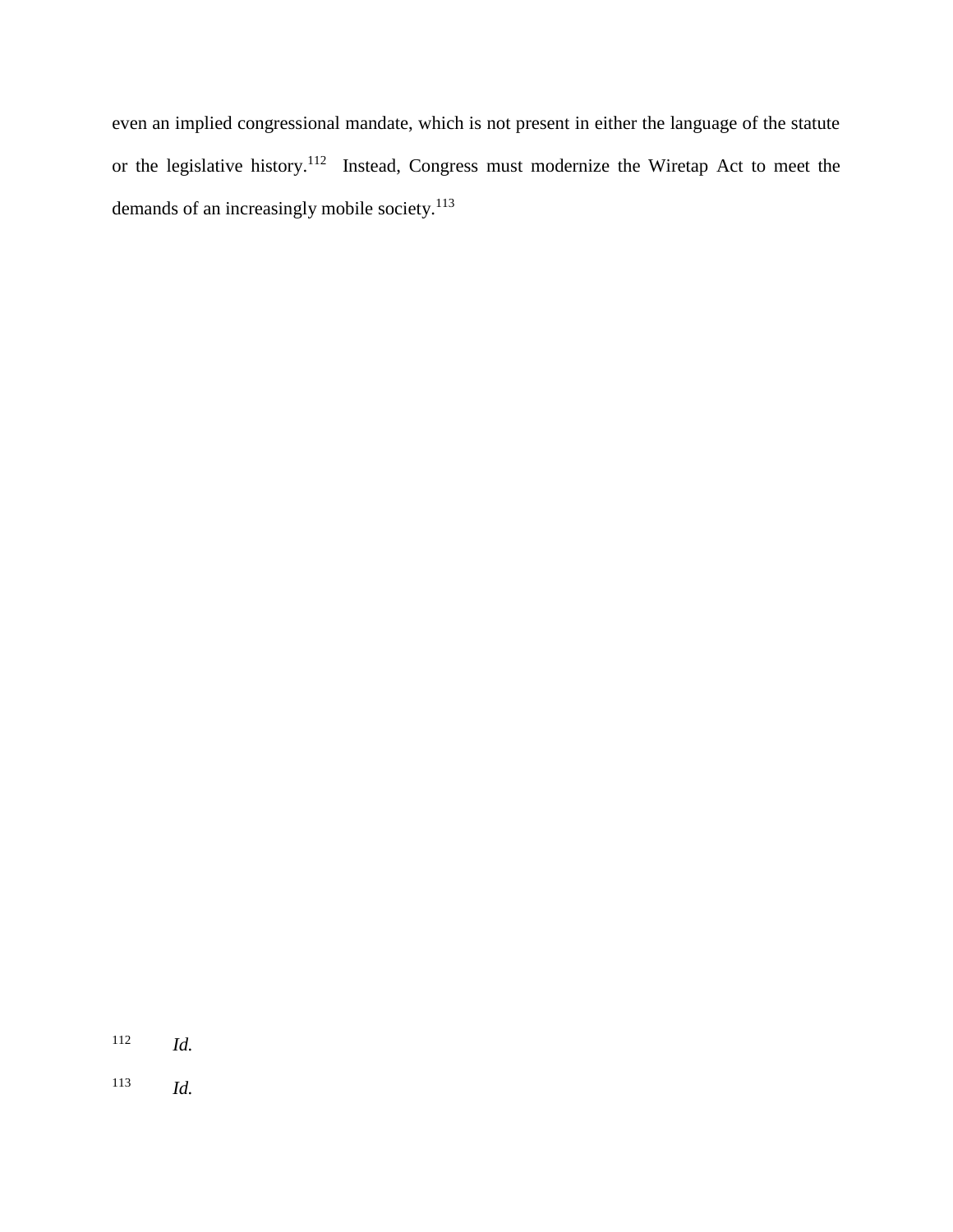even an implied congressional mandate, which is not present in either the language of the statute or the legislative history.[112] Instead, Congress must modernize the Wiretap Act to meet the demands of an increasingly mobile society.[113]

[112] *Id.*

[113] *Id.*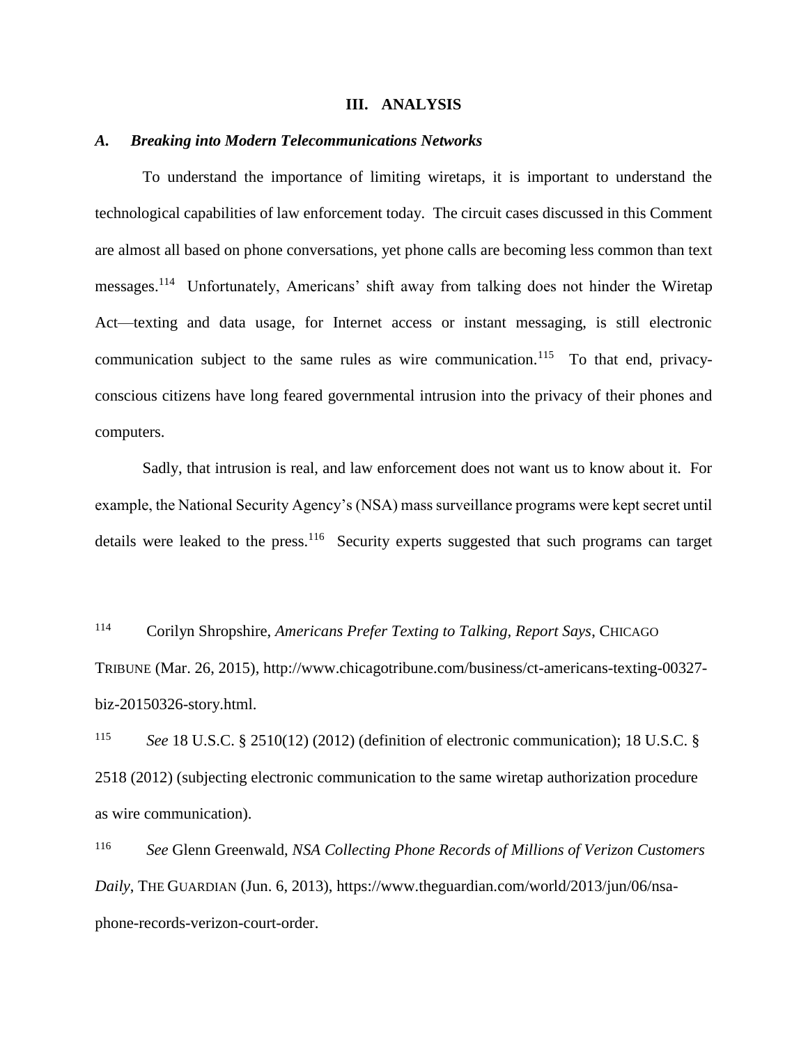## III. ANALYSIS

### *A. Breaking into Modern Telecommunications Networks*

To understand the importance of limiting wiretaps, it is important to understand the technological capabilities of law enforcement today. The circuit cases discussed in this Comment are almost all based on phone conversations, yet phone calls are becoming less common than text messages.[114] Unfortunately, Americans' shift away from talking does not hinder the Wiretap Act—texting and data usage, for Internet access or instant messaging, is still electronic communication subject to the same rules as wire communication.[115] To that end, privacy-conscious citizens have long feared governmental intrusion into the privacy of their phones and computers.

Sadly, that intrusion is real, and law enforcement does not want us to know about it. For example, the National Security Agency's (NSA) mass surveillance programs were kept secret until details were leaked to the press.[116] Security experts suggested that such programs can target

---

[114] Corilyn Shropshire, *Americans Prefer Texting to Talking, Report Says*, CHICAGO TRIBUNE (Mar. 26, 2015), http://www.chicagotribune.com/business/ct-americans-texting-00327-biz-20150326-story.html.

[115] *See* 18 U.S.C. § 2510(12) (2012) (definition of electronic communication); 18 U.S.C. § 2518 (2012) (subjecting electronic communication to the same wiretap authorization procedure as wire communication).

[116] *See* Glenn Greenwald, *NSA Collecting Phone Records of Millions of Verizon Customers Daily*, THE GUARDIAN (Jun. 6, 2013), https://www.theguardian.com/world/2013/jun/06/nsa-phone-records-verizon-court-order.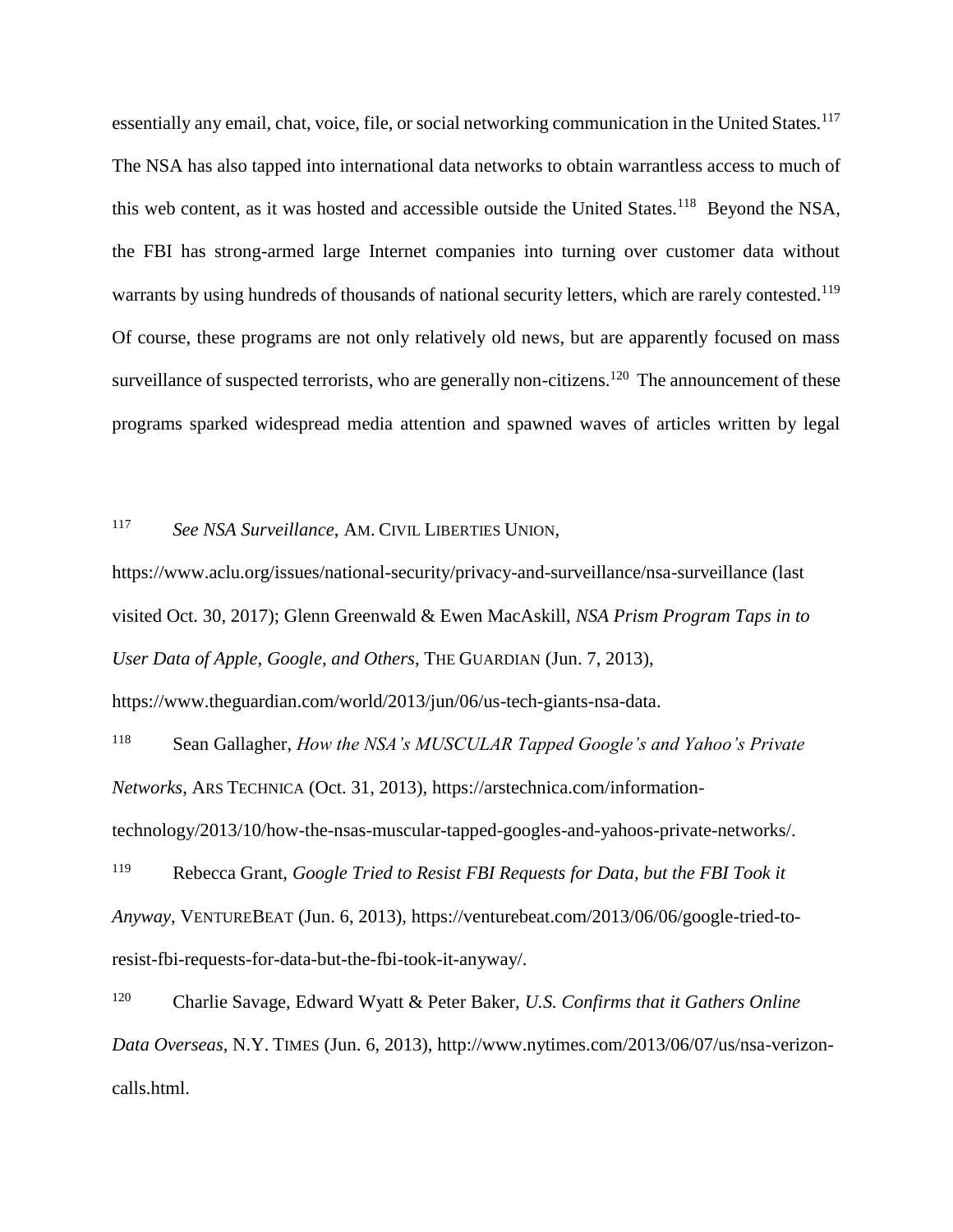essentially any email, chat, voice, file, or social networking communication in the United States.[117] The NSA has also tapped into international data networks to obtain warrantless access to much of this web content, as it was hosted and accessible outside the United States.[118] Beyond the NSA, the FBI has strong-armed large Internet companies into turning over customer data without warrants by using hundreds of thousands of national security letters, which are rarely contested.[119] Of course, these programs are not only relatively old news, but are apparently focused on mass surveillance of suspected terrorists, who are generally non-citizens.[120] The announcement of these programs sparked widespread media attention and spawned waves of articles written by legal

[117] *See NSA Surveillance*, AM. CIVIL LIBERTIES UNION, https://www.aclu.org/issues/national-security/privacy-and-surveillance/nsa-surveillance (last visited Oct. 30, 2017); Glenn Greenwald & Ewen MacAskill, *NSA Prism Program Taps in to User Data of Apple, Google, and Others*, THE GUARDIAN (Jun. 7, 2013), https://www.theguardian.com/world/2013/jun/06/us-tech-giants-nsa-data.

[118] Sean Gallagher, *How the NSA's MUSCULAR Tapped Google's and Yahoo's Private Networks*, ARS TECHNICA (Oct. 31, 2013), https://arstechnica.com/information-technology/2013/10/how-the-nsas-muscular-tapped-googles-and-yahoos-private-networks/.

[119] Rebecca Grant, *Google Tried to Resist FBI Requests for Data, but the FBI Took it Anyway*, VENTUREBEAT (Jun. 6, 2013), https://venturebeat.com/2013/06/06/google-tried-to-resist-fbi-requests-for-data-but-the-fbi-took-it-anyway/.

[120] Charlie Savage, Edward Wyatt & Peter Baker, *U.S. Confirms that it Gathers Online Data Overseas*, N.Y. TIMES (Jun. 6, 2013), http://www.nytimes.com/2013/06/07/us/nsa-verizon-calls.html.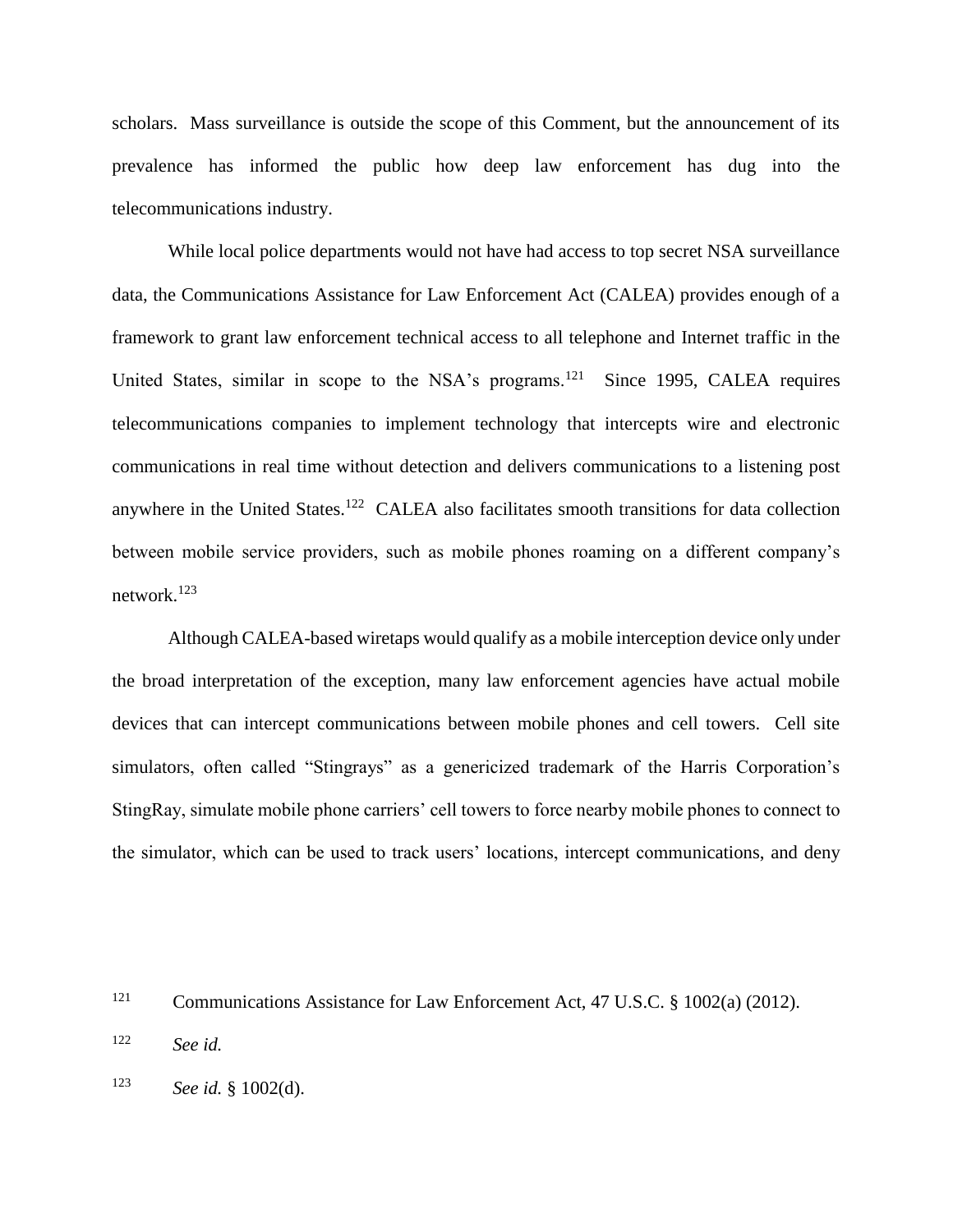scholars. Mass surveillance is outside the scope of this Comment, but the announcement of its prevalence has informed the public how deep law enforcement has dug into the telecommunications industry.

While local police departments would not have had access to top secret NSA surveillance data, the Communications Assistance for Law Enforcement Act (CALEA) provides enough of a framework to grant law enforcement technical access to all telephone and Internet traffic in the United States, similar in scope to the NSA's programs.[121] Since 1995, CALEA requires telecommunications companies to implement technology that intercepts wire and electronic communications in real time without detection and delivers communications to a listening post anywhere in the United States.[122] CALEA also facilitates smooth transitions for data collection between mobile service providers, such as mobile phones roaming on a different company's network.[123]

Although CALEA-based wiretaps would qualify as a mobile interception device only under the broad interpretation of the exception, many law enforcement agencies have actual mobile devices that can intercept communications between mobile phones and cell towers. Cell site simulators, often called "Stingrays" as a genericized trademark of the Harris Corporation's StingRay, simulate mobile phone carriers' cell towers to force nearby mobile phones to connect to the simulator, which can be used to track users' locations, intercept communications, and deny

[121] Communications Assistance for Law Enforcement Act, 47 U.S.C. § 1002(a) (2012).

[122] *See id.*

[123] *See id.* § 1002(d).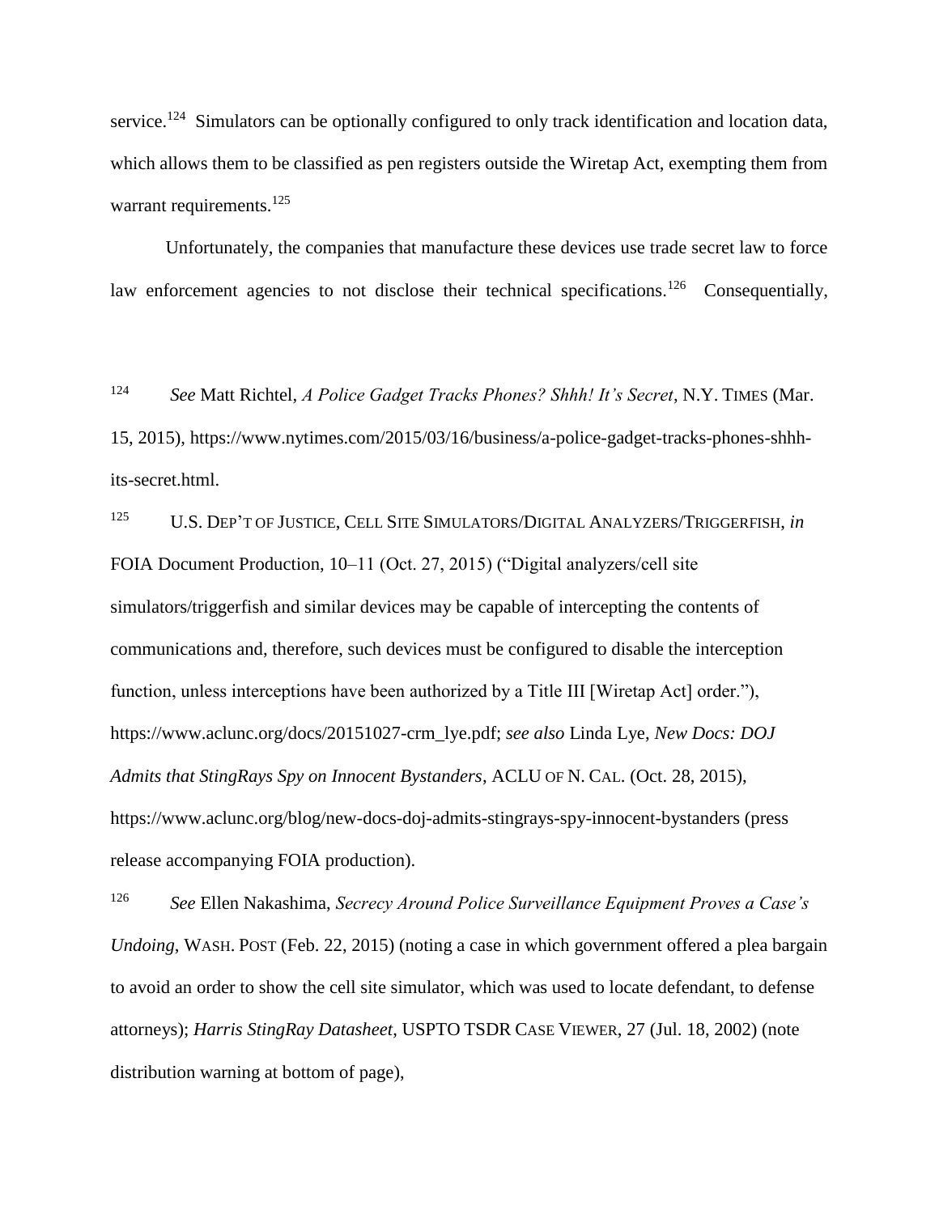service.[124] Simulators can be optionally configured to only track identification and location data, which allows them to be classified as pen registers outside the Wiretap Act, exempting them from warrant requirements.[125]

Unfortunately, the companies that manufacture these devices use trade secret law to force law enforcement agencies to not disclose their technical specifications.[126] Consequentially,

[124] *See* Matt Richtel, *A Police Gadget Tracks Phones? Shhh! It's Secret*, N.Y. TIMES (Mar. 15, 2015), https://www.nytimes.com/2015/03/16/business/a-police-gadget-tracks-phones-shhh-its-secret.html.

[125] U.S. DEP'T OF JUSTICE, CELL SITE SIMULATORS/DIGITAL ANALYZERS/TRIGGERFISH, *in* FOIA Document Production, 10–11 (Oct. 27, 2015) ("Digital analyzers/cell site simulators/triggerfish and similar devices may be capable of intercepting the contents of communications and, therefore, such devices must be configured to disable the interception function, unless interceptions have been authorized by a Title III [Wiretap Act] order."), https://www.aclunc.org/docs/20151027-crm_lye.pdf; *see also* Linda Lye, *New Docs: DOJ Admits that StingRays Spy on Innocent Bystanders*, ACLU OF N. CAL. (Oct. 28, 2015), https://www.aclunc.org/blog/new-docs-doj-admits-stingrays-spy-innocent-bystanders (press release accompanying FOIA production).

[126] *See* Ellen Nakashima, *Secrecy Around Police Surveillance Equipment Proves a Case's Undoing*, WASH. POST (Feb. 22, 2015) (noting a case in which government offered a plea bargain to avoid an order to show the cell site simulator, which was used to locate defendant, to defense attorneys); *Harris StingRay Datasheet*, USPTO TSDR CASE VIEWER, 27 (Jul. 18, 2002) (note distribution warning at bottom of page),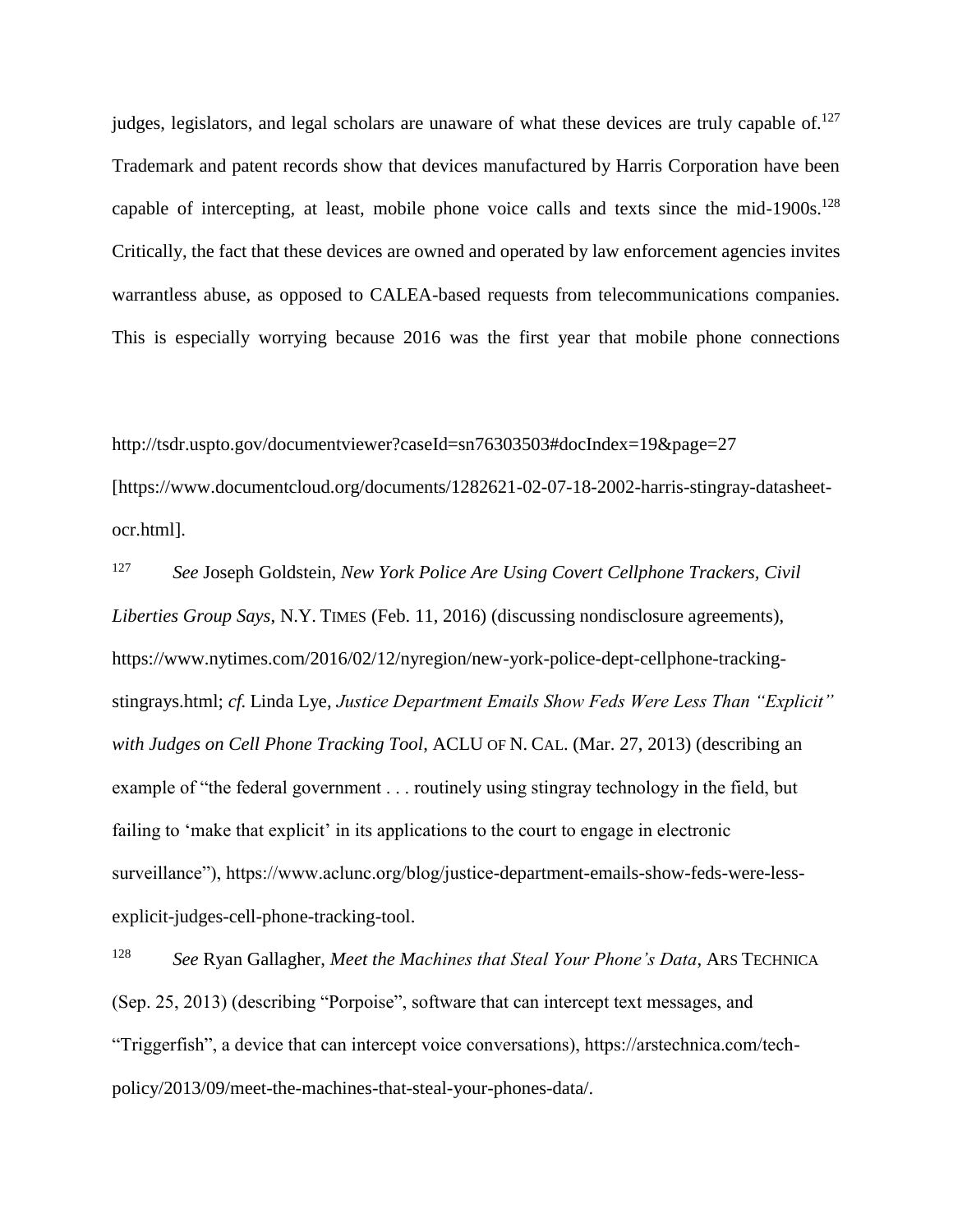judges, legislators, and legal scholars are unaware of what these devices are truly capable of.[127] Trademark and patent records show that devices manufactured by Harris Corporation have been capable of intercepting, at least, mobile phone voice calls and texts since the mid-1900s.[128] Critically, the fact that these devices are owned and operated by law enforcement agencies invites warrantless abuse, as opposed to CALEA-based requests from telecommunications companies. This is especially worrying because 2016 was the first year that mobile phone connections

http://tsdr.uspto.gov/documentviewer?caseId=sn76303503#docIndex=19&page=27 [https://www.documentcloud.org/documents/1282621-02-07-18-2002-harris-stingray-datasheet-ocr.html].

[127] *See* Joseph Goldstein, *New York Police Are Using Covert Cellphone Trackers, Civil Liberties Group Says*, N.Y. TIMES (Feb. 11, 2016) (discussing nondisclosure agreements), https://www.nytimes.com/2016/02/12/nyregion/new-york-police-dept-cellphone-tracking-stingrays.html; *cf.* Linda Lye, *Justice Department Emails Show Feds Were Less Than "Explicit" with Judges on Cell Phone Tracking Tool*, ACLU OF N. CAL. (Mar. 27, 2013) (describing an example of "the federal government . . . routinely using stingray technology in the field, but failing to 'make that explicit' in its applications to the court to engage in electronic surveillance"), https://www.aclunc.org/blog/justice-department-emails-show-feds-were-less-explicit-judges-cell-phone-tracking-tool.

[128] *See* Ryan Gallagher, *Meet the Machines that Steal Your Phone's Data*, ARS TECHNICA (Sep. 25, 2013) (describing "Porpoise", software that can intercept text messages, and "Triggerfish", a device that can intercept voice conversations), https://arstechnica.com/tech-policy/2013/09/meet-the-machines-that-steal-your-phones-data/.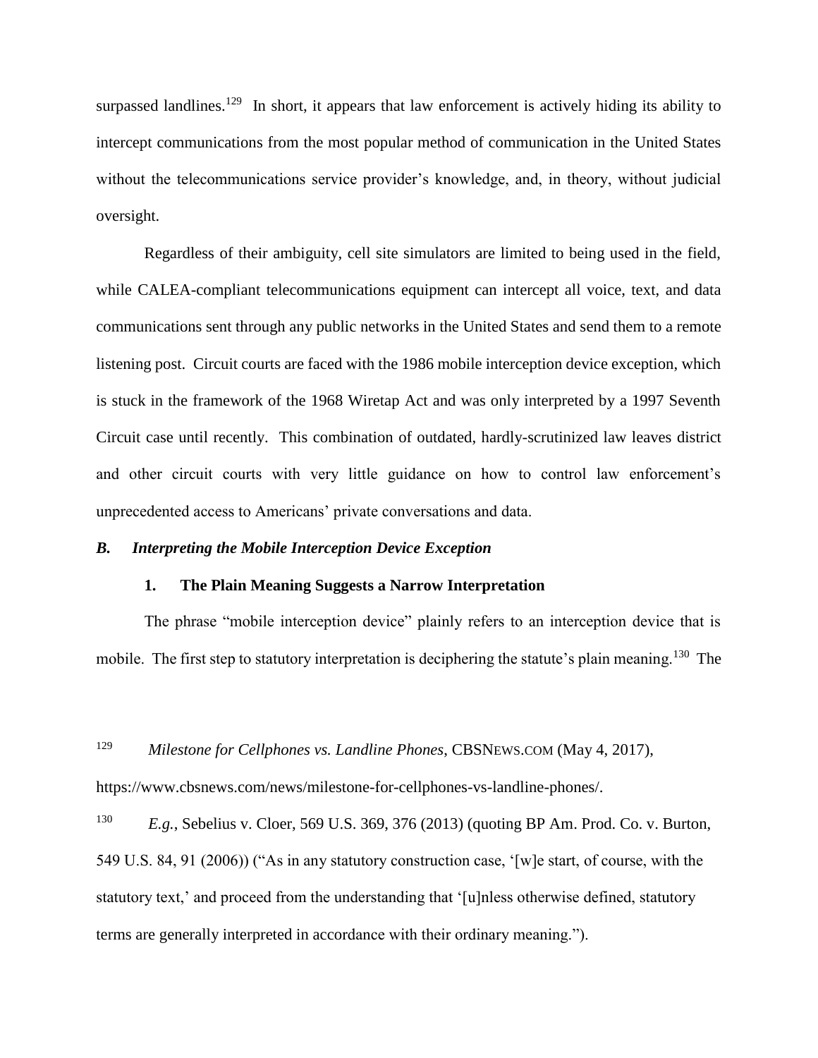surpassed landlines.[129] In short, it appears that law enforcement is actively hiding its ability to intercept communications from the most popular method of communication in the United States without the telecommunications service provider's knowledge, and, in theory, without judicial oversight.

Regardless of their ambiguity, cell site simulators are limited to being used in the field, while CALEA-compliant telecommunications equipment can intercept all voice, text, and data communications sent through any public networks in the United States and send them to a remote listening post. Circuit courts are faced with the 1986 mobile interception device exception, which is stuck in the framework of the 1968 Wiretap Act and was only interpreted by a 1997 Seventh Circuit case until recently. This combination of outdated, hardly-scrutinized law leaves district and other circuit courts with very little guidance on how to control law enforcement's unprecedented access to Americans' private conversations and data.

### *B. Interpreting the Mobile Interception Device Exception*

#### 1. The Plain Meaning Suggests a Narrow Interpretation

The phrase "mobile interception device" plainly refers to an interception device that is mobile. The first step to statutory interpretation is deciphering the statute's plain meaning.[130] The

---

[129] *Milestone for Cellphones vs. Landline Phones*, CBSNEWS.COM (May 4, 2017), https://www.cbsnews.com/news/milestone-for-cellphones-vs-landline-phones/.

[130] *E.g.*, Sebelius v. Cloer, 569 U.S. 369, 376 (2013) (quoting BP Am. Prod. Co. v. Burton, 549 U.S. 84, 91 (2006)) ("As in any statutory construction case, '[w]e start, of course, with the statutory text,' and proceed from the understanding that '[u]nless otherwise defined, statutory terms are generally interpreted in accordance with their ordinary meaning.").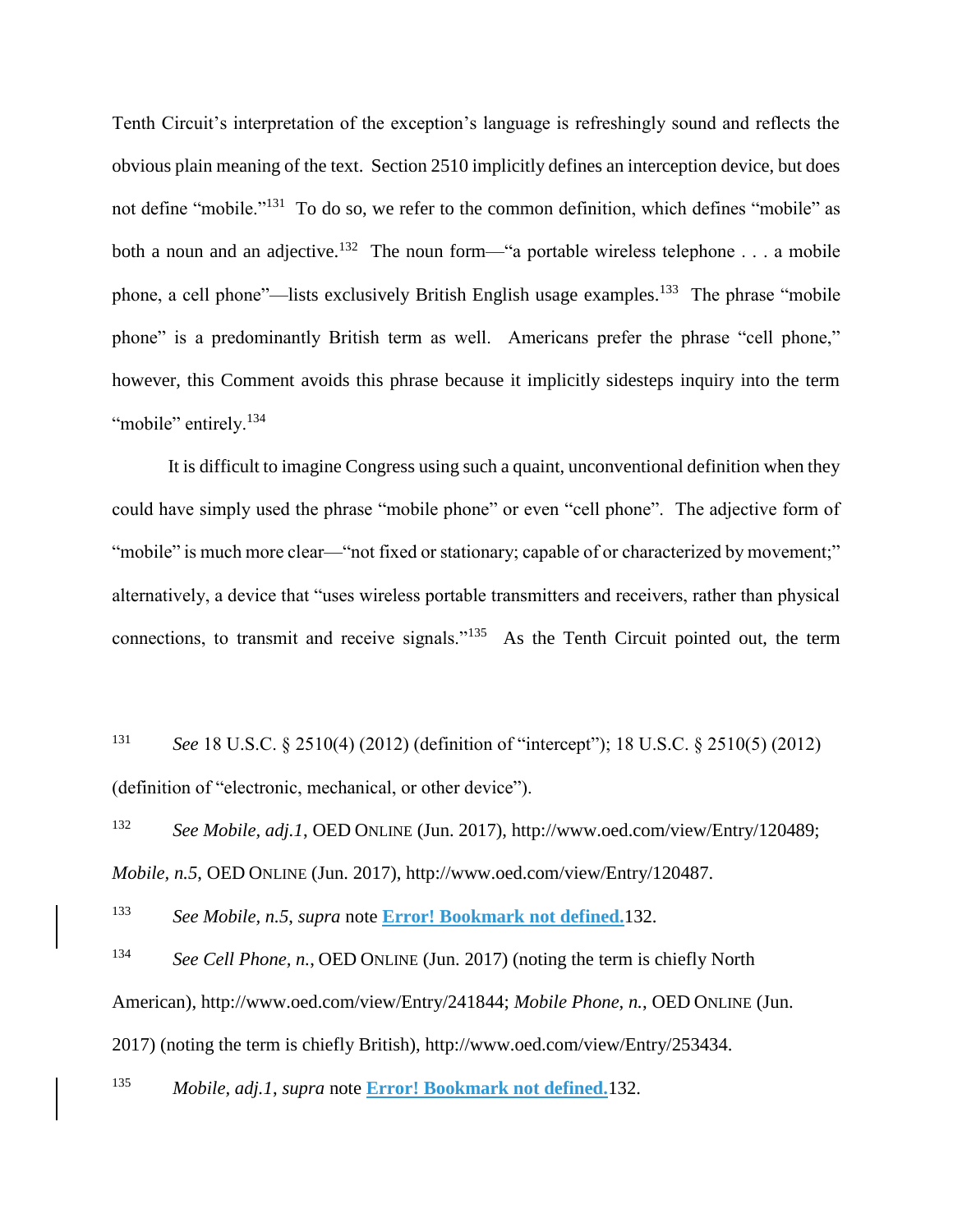Tenth Circuit's interpretation of the exception's language is refreshingly sound and reflects the obvious plain meaning of the text. Section 2510 implicitly defines an interception device, but does not define "mobile."[131] To do so, we refer to the common definition, which defines "mobile" as both a noun and an adjective.[132] The noun form—"a portable wireless telephone . . . a mobile phone, a cell phone"—lists exclusively British English usage examples.[133] The phrase "mobile phone" is a predominantly British term as well. Americans prefer the phrase "cell phone," however, this Comment avoids this phrase because it implicitly sidesteps inquiry into the term "mobile" entirely.[134]

It is difficult to imagine Congress using such a quaint, unconventional definition when they could have simply used the phrase "mobile phone" or even "cell phone". The adjective form of "mobile" is much more clear—"not fixed or stationary; capable of or characterized by movement;" alternatively, a device that "uses wireless portable transmitters and receivers, rather than physical connections, to transmit and receive signals."[135] As the Tenth Circuit pointed out, the term

---

[131] *See* 18 U.S.C. § 2510(4) (2012) (definition of "intercept"); 18 U.S.C. § 2510(5) (2012) (definition of "electronic, mechanical, or other device").

[132] *See Mobile, adj.1*, OED ONLINE (Jun. 2017), http://www.oed.com/view/Entry/120489; *Mobile, n.5*, OED ONLINE (Jun. 2017), http://www.oed.com/view/Entry/120487.

[133] *See Mobile, n.5*, *supra* note **Error! Bookmark not defined.**132.

[134] *See Cell Phone, n.*, OED ONLINE (Jun. 2017) (noting the term is chiefly North American), http://www.oed.com/view/Entry/241844; *Mobile Phone, n.*, OED ONLINE (Jun. 2017) (noting the term is chiefly British), http://www.oed.com/view/Entry/253434.

[135] *Mobile, adj.1*, *supra* note **Error! Bookmark not defined.**132.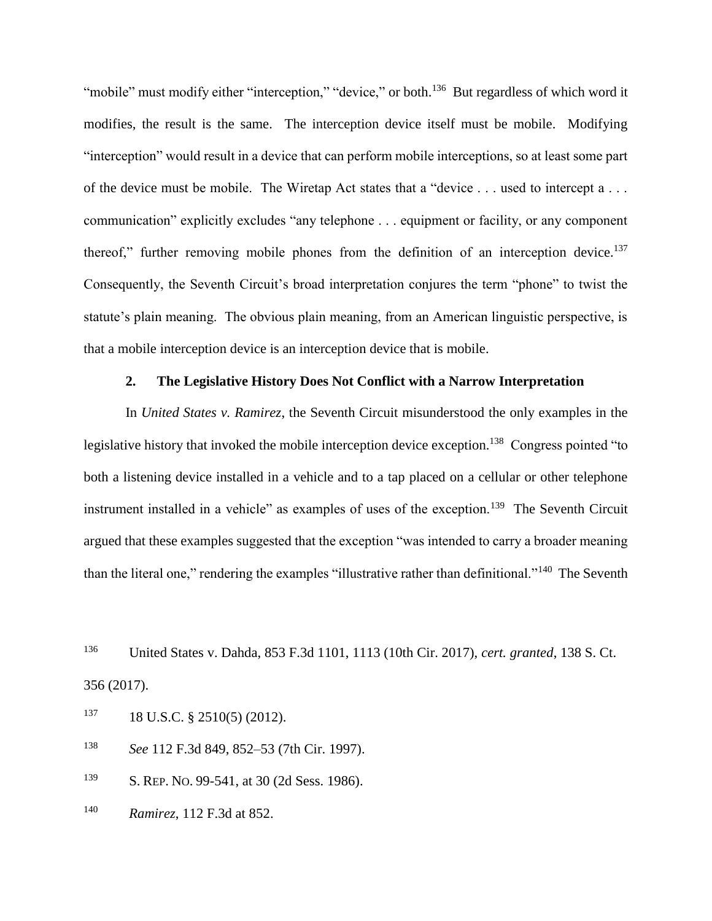"mobile" must modify either "interception," "device," or both.[136] But regardless of which word it modifies, the result is the same. The interception device itself must be mobile. Modifying "interception" would result in a device that can perform mobile interceptions, so at least some part of the device must be mobile. The Wiretap Act states that a "device . . . used to intercept a . . . communication" explicitly excludes "any telephone . . . equipment or facility, or any component thereof," further removing mobile phones from the definition of an interception device.[137] Consequently, the Seventh Circuit's broad interpretation conjures the term "phone" to twist the statute's plain meaning. The obvious plain meaning, from an American linguistic perspective, is that a mobile interception device is an interception device that is mobile.

### 2. The Legislative History Does Not Conflict with a Narrow Interpretation

In *United States v. Ramirez*, the Seventh Circuit misunderstood the only examples in the legislative history that invoked the mobile interception device exception.[138] Congress pointed "to both a listening device installed in a vehicle and to a tap placed on a cellular or other telephone instrument installed in a vehicle" as examples of uses of the exception.[139] The Seventh Circuit argued that these examples suggested that the exception "was intended to carry a broader meaning than the literal one," rendering the examples "illustrative rather than definitional."[140] The Seventh

---

[136] United States v. Dahda, 853 F.3d 1101, 1113 (10th Cir. 2017), *cert. granted*, 138 S. Ct. 356 (2017).

[137] 18 U.S.C. § 2510(5) (2012).

[138] *See* 112 F.3d 849, 852–53 (7th Cir. 1997).

[139] S. REP. NO. 99-541, at 30 (2d Sess. 1986).

[140] *Ramirez*, 112 F.3d at 852.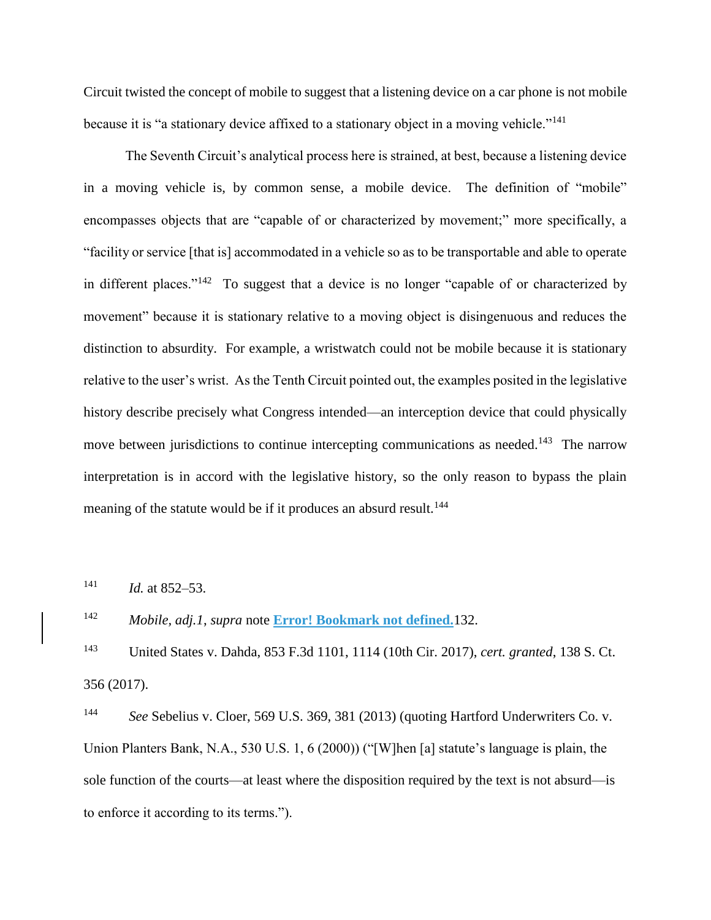Circuit twisted the concept of mobile to suggest that a listening device on a car phone is not mobile because it is "a stationary device affixed to a stationary object in a moving vehicle."[141]

The Seventh Circuit's analytical process here is strained, at best, because a listening device in a moving vehicle is, by common sense, a mobile device. The definition of "mobile" encompasses objects that are "capable of or characterized by movement;" more specifically, a "facility or service [that is] accommodated in a vehicle so as to be transportable and able to operate in different places."[142] To suggest that a device is no longer "capable of or characterized by movement" because it is stationary relative to a moving object is disingenuous and reduces the distinction to absurdity. For example, a wristwatch could not be mobile because it is stationary relative to the user's wrist. As the Tenth Circuit pointed out, the examples posited in the legislative history describe precisely what Congress intended—an interception device that could physically move between jurisdictions to continue intercepting communications as needed.[143] The narrow interpretation is in accord with the legislative history, so the only reason to bypass the plain meaning of the statute would be if it produces an absurd result.[144]

---

[141] *Id.* at 852–53.

[142] *Mobile, adj.1*, *supra* note **Error! Bookmark not defined.**132.

[143] United States v. Dahda, 853 F.3d 1101, 1114 (10th Cir. 2017), *cert. granted*, 138 S. Ct. 356 (2017).

[144] *See* Sebelius v. Cloer, 569 U.S. 369, 381 (2013) (quoting Hartford Underwriters Co. v. Union Planters Bank, N.A., 530 U.S. 1, 6 (2000)) ("[W]hen [a] statute's language is plain, the sole function of the courts—at least where the disposition required by the text is not absurd—is to enforce it according to its terms.").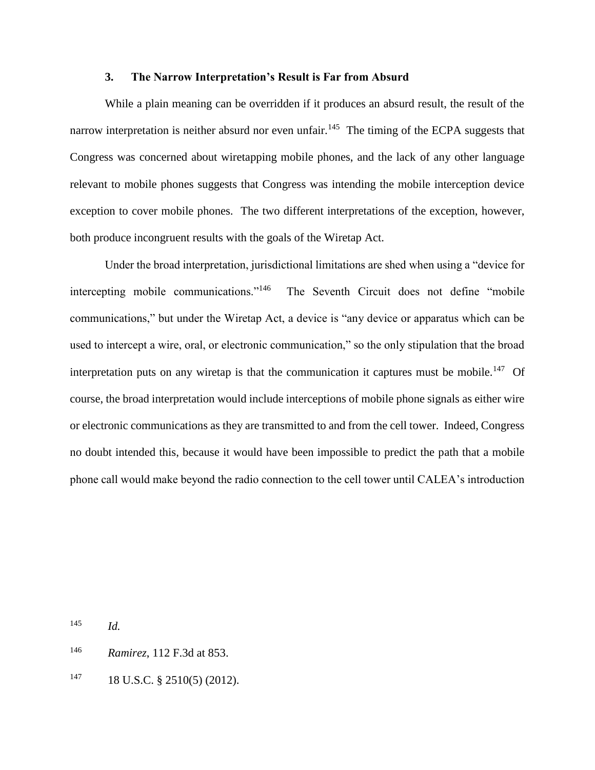### 3. The Narrow Interpretation's Result is Far from Absurd

While a plain meaning can be overridden if it produces an absurd result, the result of the narrow interpretation is neither absurd nor even unfair.[145] The timing of the ECPA suggests that Congress was concerned about wiretapping mobile phones, and the lack of any other language relevant to mobile phones suggests that Congress was intending the mobile interception device exception to cover mobile phones. The two different interpretations of the exception, however, both produce incongruent results with the goals of the Wiretap Act.

Under the broad interpretation, jurisdictional limitations are shed when using a "device for intercepting mobile communications."[146] The Seventh Circuit does not define "mobile communications," but under the Wiretap Act, a device is "any device or apparatus which can be used to intercept a wire, oral, or electronic communication," so the only stipulation that the broad interpretation puts on any wiretap is that the communication it captures must be mobile.[147] Of course, the broad interpretation would include interceptions of mobile phone signals as either wire or electronic communications as they are transmitted to and from the cell tower. Indeed, Congress no doubt intended this, because it would have been impossible to predict the path that a mobile phone call would make beyond the radio connection to the cell tower until CALEA's introduction

---

[145] *Id.*

[146] *Ramirez*, 112 F.3d at 853.

[147] 18 U.S.C. § 2510(5) (2012).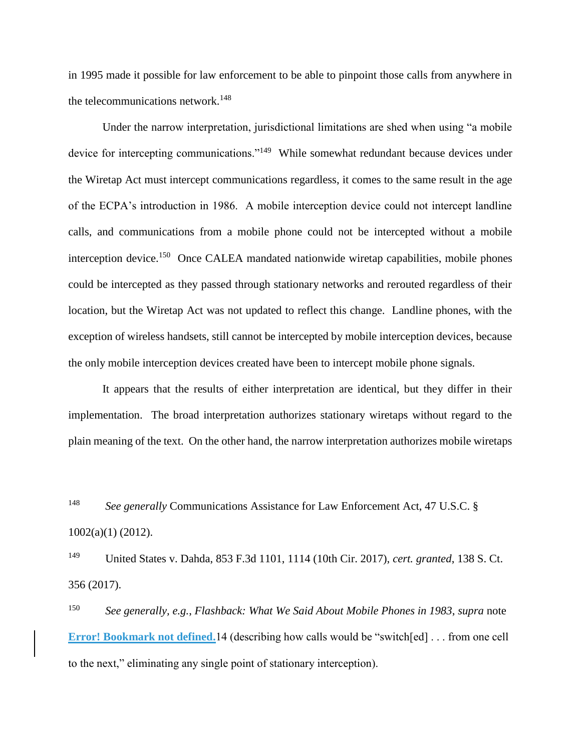in 1995 made it possible for law enforcement to be able to pinpoint those calls from anywhere in the telecommunications network.[148]

Under the narrow interpretation, jurisdictional limitations are shed when using "a mobile device for intercepting communications."[149] While somewhat redundant because devices under the Wiretap Act must intercept communications regardless, it comes to the same result in the age of the ECPA's introduction in 1986. A mobile interception device could not intercept landline calls, and communications from a mobile phone could not be intercepted without a mobile interception device.[150] Once CALEA mandated nationwide wiretap capabilities, mobile phones could be intercepted as they passed through stationary networks and rerouted regardless of their location, but the Wiretap Act was not updated to reflect this change. Landline phones, with the exception of wireless handsets, still cannot be intercepted by mobile interception devices, because the only mobile interception devices created have been to intercept mobile phone signals.

It appears that the results of either interpretation are identical, but they differ in their implementation. The broad interpretation authorizes stationary wiretaps without regard to the plain meaning of the text. On the other hand, the narrow interpretation authorizes mobile wiretaps

---

[148] *See generally* Communications Assistance for Law Enforcement Act, 47 U.S.C. § 1002(a)(1) (2012).

[149] United States v. Dahda, 853 F.3d 1101, 1114 (10th Cir. 2017), *cert. granted*, 138 S. Ct. 356 (2017).

[150] *See generally*, *e.g.*, *Flashback: What We Said About Mobile Phones in 1983*, *supra* note **Error! Bookmark not defined.**14 (describing how calls would be "switch[ed] . . . from one cell to the next," eliminating any single point of stationary interception).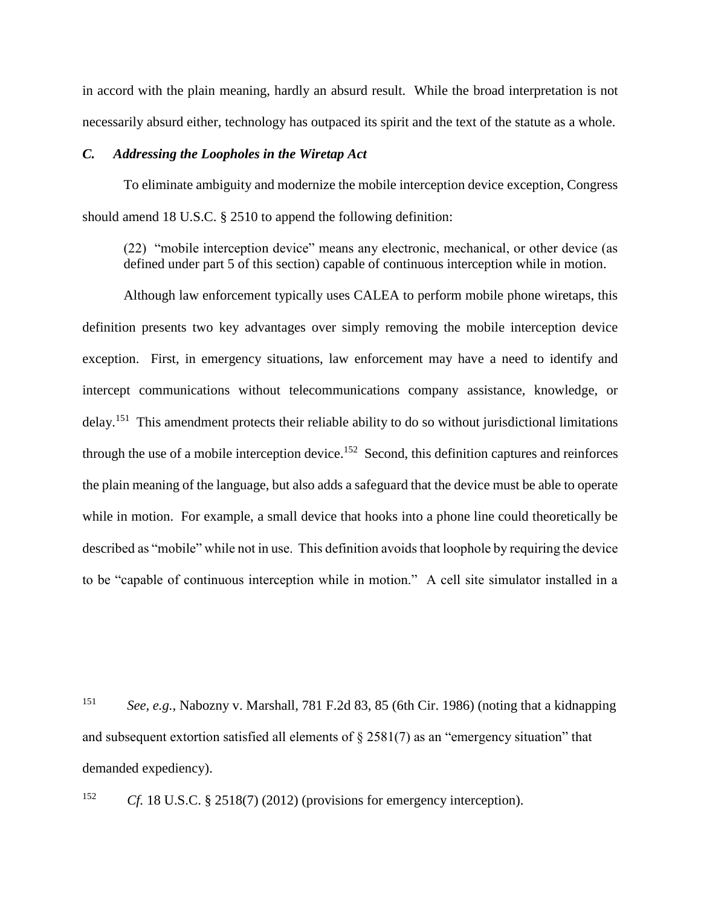in accord with the plain meaning, hardly an absurd result. While the broad interpretation is not necessarily absurd either, technology has outpaced its spirit and the text of the statute as a whole.

### *C. Addressing the Loopholes in the Wiretap Act*

To eliminate ambiguity and modernize the mobile interception device exception, Congress should amend 18 U.S.C. § 2510 to append the following definition:

> (22) "mobile interception device" means any electronic, mechanical, or other device (as defined under part 5 of this section) capable of continuous interception while in motion.

Although law enforcement typically uses CALEA to perform mobile phone wiretaps, this definition presents two key advantages over simply removing the mobile interception device exception. First, in emergency situations, law enforcement may have a need to identify and intercept communications without telecommunications company assistance, knowledge, or delay.[151] This amendment protects their reliable ability to do so without jurisdictional limitations through the use of a mobile interception device.[152] Second, this definition captures and reinforces the plain meaning of the language, but also adds a safeguard that the device must be able to operate while in motion. For example, a small device that hooks into a phone line could theoretically be described as "mobile" while not in use. This definition avoids that loophole by requiring the device to be "capable of continuous interception while in motion." A cell site simulator installed in a

[151] *See, e.g.*, Nabozny v. Marshall, 781 F.2d 83, 85 (6th Cir. 1986) (noting that a kidnapping and subsequent extortion satisfied all elements of § 2581(7) as an "emergency situation" that demanded expediency).

[152] *Cf.* 18 U.S.C. § 2518(7) (2012) (provisions for emergency interception).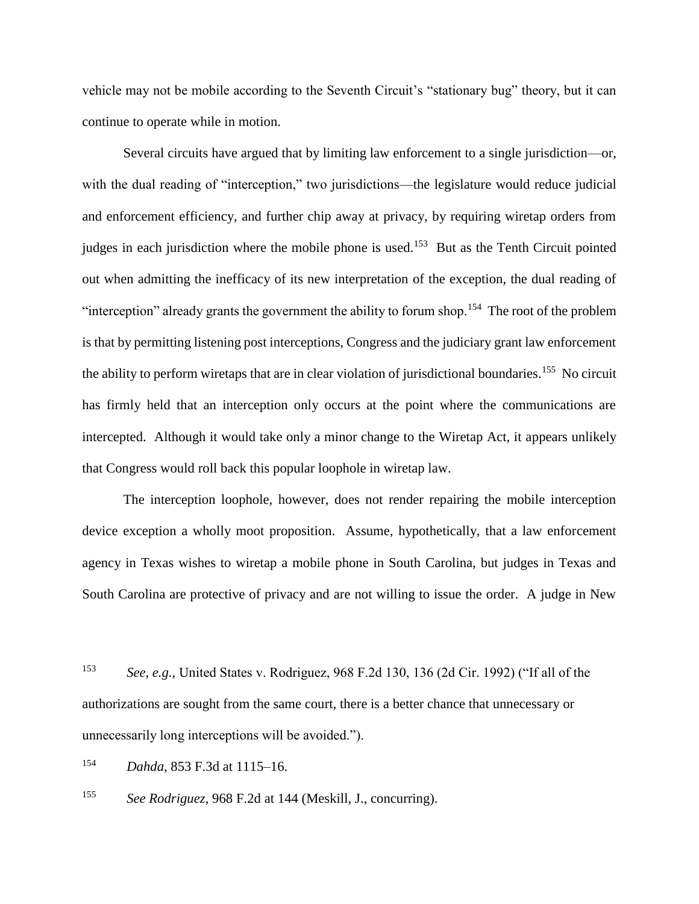vehicle may not be mobile according to the Seventh Circuit's "stationary bug" theory, but it can continue to operate while in motion.

Several circuits have argued that by limiting law enforcement to a single jurisdiction—or, with the dual reading of "interception," two jurisdictions—the legislature would reduce judicial and enforcement efficiency, and further chip away at privacy, by requiring wiretap orders from judges in each jurisdiction where the mobile phone is used.[153] But as the Tenth Circuit pointed out when admitting the inefficacy of its new interpretation of the exception, the dual reading of "interception" already grants the government the ability to forum shop.[154] The root of the problem is that by permitting listening post interceptions, Congress and the judiciary grant law enforcement the ability to perform wiretaps that are in clear violation of jurisdictional boundaries.[155] No circuit has firmly held that an interception only occurs at the point where the communications are intercepted. Although it would take only a minor change to the Wiretap Act, it appears unlikely that Congress would roll back this popular loophole in wiretap law.

The interception loophole, however, does not render repairing the mobile interception device exception a wholly moot proposition. Assume, hypothetically, that a law enforcement agency in Texas wishes to wiretap a mobile phone in South Carolina, but judges in Texas and South Carolina are protective of privacy and are not willing to issue the order. A judge in New

---

[153] *See, e.g.*, United States v. Rodriguez, 968 F.2d 130, 136 (2d Cir. 1992) ("If all of the authorizations are sought from the same court, there is a better chance that unnecessary or unnecessarily long interceptions will be avoided.").

[154] *Dahda*, 853 F.3d at 1115–16.

[155] *See Rodriguez*, 968 F.2d at 144 (Meskill, J., concurring).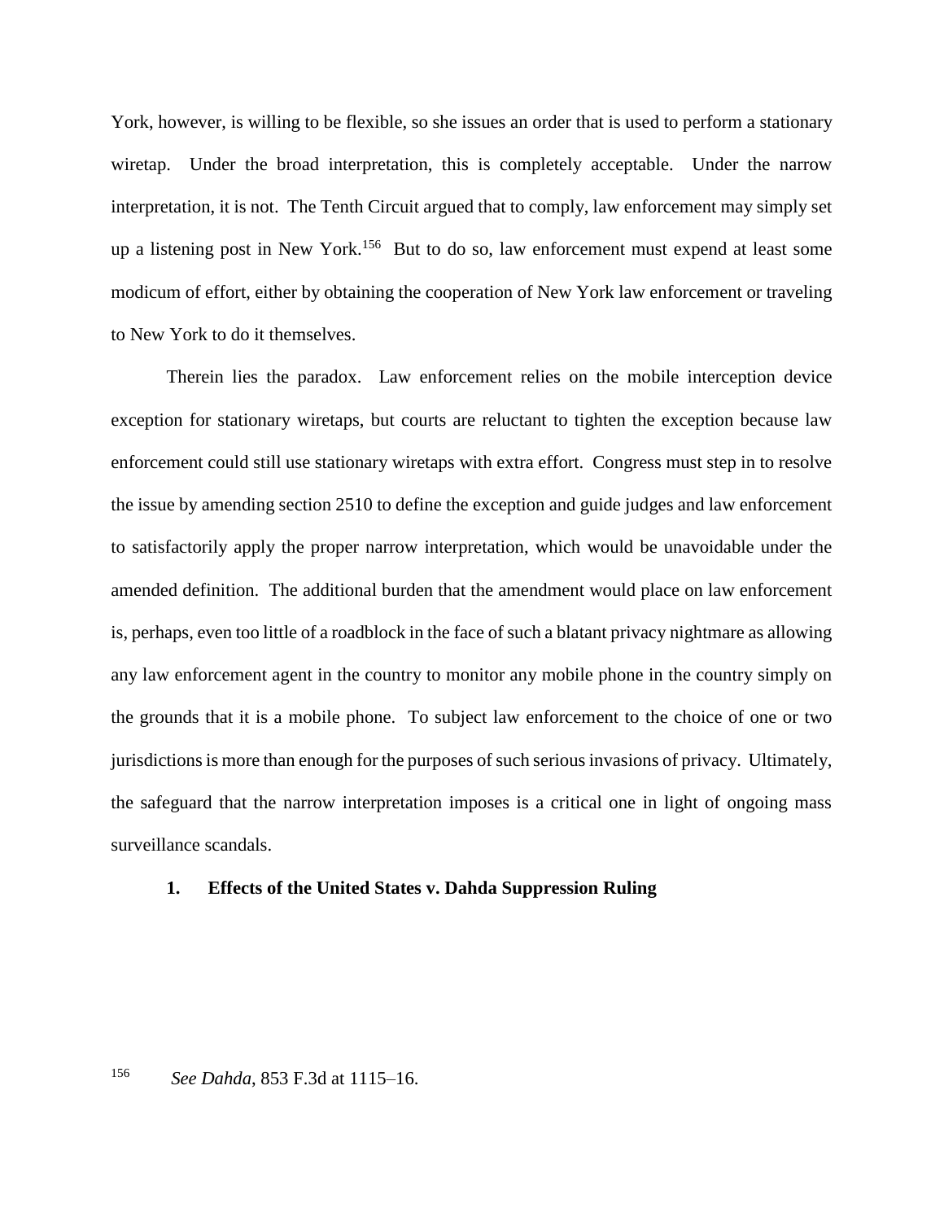York, however, is willing to be flexible, so she issues an order that is used to perform a stationary wiretap. Under the broad interpretation, this is completely acceptable. Under the narrow interpretation, it is not. The Tenth Circuit argued that to comply, law enforcement may simply set up a listening post in New York.[156] But to do so, law enforcement must expend at least some modicum of effort, either by obtaining the cooperation of New York law enforcement or traveling to New York to do it themselves.

Therein lies the paradox. Law enforcement relies on the mobile interception device exception for stationary wiretaps, but courts are reluctant to tighten the exception because law enforcement could still use stationary wiretaps with extra effort. Congress must step in to resolve the issue by amending section 2510 to define the exception and guide judges and law enforcement to satisfactorily apply the proper narrow interpretation, which would be unavoidable under the amended definition. The additional burden that the amendment would place on law enforcement is, perhaps, even too little of a roadblock in the face of such a blatant privacy nightmare as allowing any law enforcement agent in the country to monitor any mobile phone in the country simply on the grounds that it is a mobile phone. To subject law enforcement to the choice of one or two jurisdictions is more than enough for the purposes of such serious invasions of privacy. Ultimately, the safeguard that the narrow interpretation imposes is a critical one in light of ongoing mass surveillance scandals.

### 1. Effects of the United States v. Dahda Suppression Ruling

[156] *See Dahda*, 853 F.3d at 1115–16.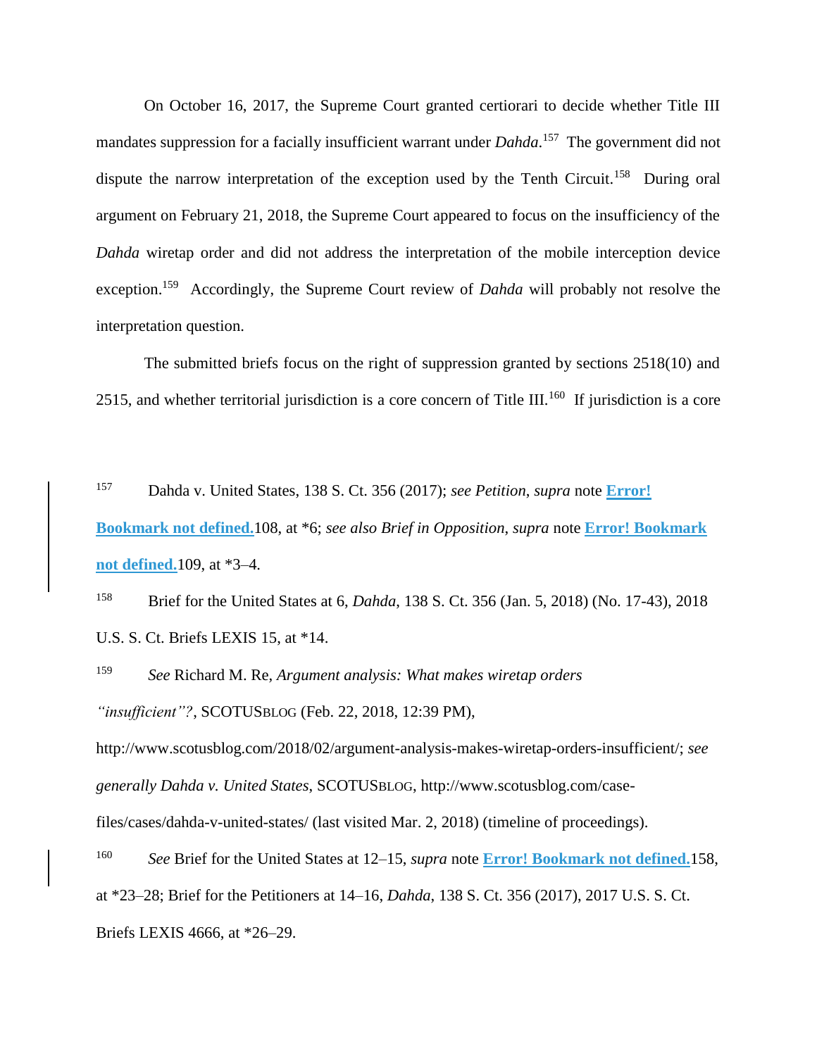On October 16, 2017, the Supreme Court granted certiorari to decide whether Title III mandates suppression for a facially insufficient warrant under *Dahda*.[157] The government did not dispute the narrow interpretation of the exception used by the Tenth Circuit.[158] During oral argument on February 21, 2018, the Supreme Court appeared to focus on the insufficiency of the *Dahda* wiretap order and did not address the interpretation of the mobile interception device exception.[159] Accordingly, the Supreme Court review of *Dahda* will probably not resolve the interpretation question.

The submitted briefs focus on the right of suppression granted by sections 2518(10) and 2515, and whether territorial jurisdiction is a core concern of Title III.[160] If jurisdiction is a core

---

[157] Dahda v. United States, 138 S. Ct. 356 (2017); *see Petition*, *supra* note **Error! Bookmark not defined.**108, at *6; *see also Brief in Opposition*, *supra* note **Error! Bookmark not defined.**109, at *3–4.

[158] Brief for the United States at 6, *Dahda*, 138 S. Ct. 356 (Jan. 5, 2018) (No. 17-43), 2018 U.S. S. Ct. Briefs LEXIS 15, at *14.

[159] *See* Richard M. Re, *Argument analysis: What makes wiretap orders "insufficient"?*, SCOTUSBLOG (Feb. 22, 2018, 12:39 PM), http://www.scotusblog.com/2018/02/argument-analysis-makes-wiretap-orders-insufficient/; *see generally Dahda v. United States*, SCOTUSBLOG, http://www.scotusblog.com/case-files/cases/dahda-v-united-states/ (last visited Mar. 2, 2018) (timeline of proceedings).

[160] *See* Brief for the United States at 12–15, *supra* note **Error! Bookmark not defined.**158, at *23–28; Brief for the Petitioners at 14–16, *Dahda*, 138 S. Ct. 356 (2017), 2017 U.S. S. Ct. Briefs LEXIS 4666, at *26–29.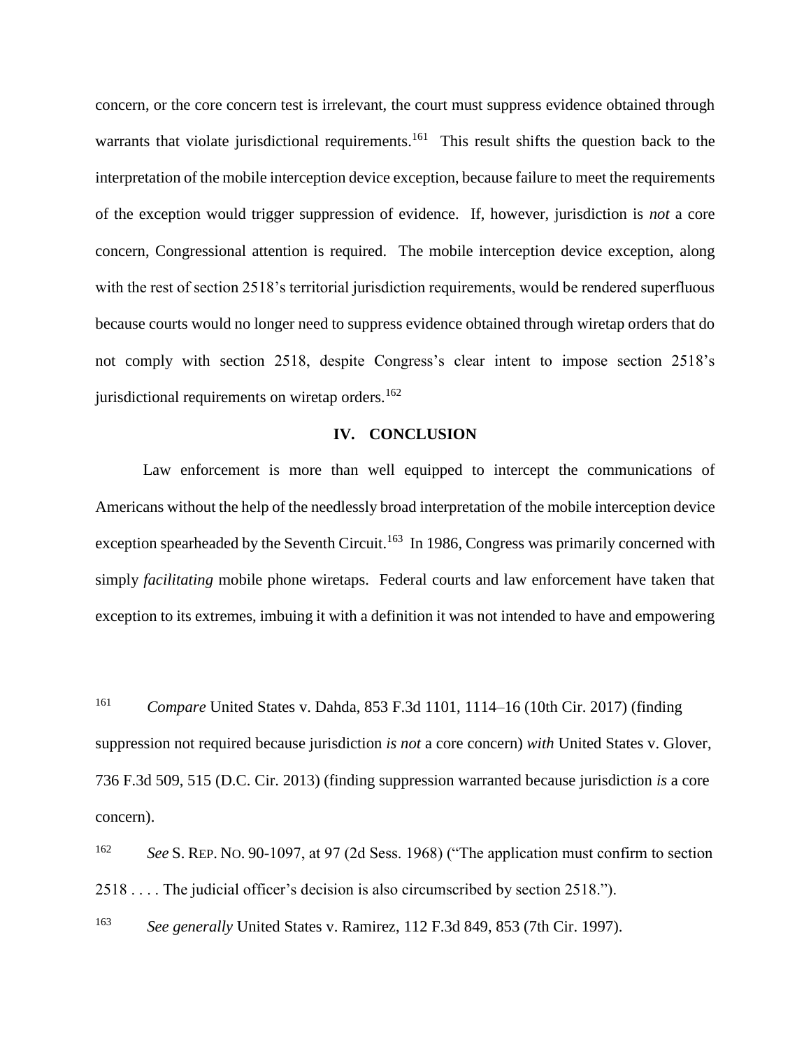concern, or the core concern test is irrelevant, the court must suppress evidence obtained through warrants that violate jurisdictional requirements.[161] This result shifts the question back to the interpretation of the mobile interception device exception, because failure to meet the requirements of the exception would trigger suppression of evidence. If, however, jurisdiction is *not* a core concern, Congressional attention is required. The mobile interception device exception, along with the rest of section 2518's territorial jurisdiction requirements, would be rendered superfluous because courts would no longer need to suppress evidence obtained through wiretap orders that do not comply with section 2518, despite Congress's clear intent to impose section 2518's jurisdictional requirements on wiretap orders.[162]

## IV. CONCLUSION

Law enforcement is more than well equipped to intercept the communications of Americans without the help of the needlessly broad interpretation of the mobile interception device exception spearheaded by the Seventh Circuit.[163] In 1986, Congress was primarily concerned with simply *facilitating* mobile phone wiretaps. Federal courts and law enforcement have taken that exception to its extremes, imbuing it with a definition it was not intended to have and empowering

[161] *Compare* United States v. Dahda, 853 F.3d 1101, 1114–16 (10th Cir. 2017) (finding suppression not required because jurisdiction *is not* a core concern) *with* United States v. Glover, 736 F.3d 509, 515 (D.C. Cir. 2013) (finding suppression warranted because jurisdiction *is* a core concern).

[162] *See* S. REP. NO. 90-1097, at 97 (2d Sess. 1968) ("The application must confirm to section 2518 . . . . The judicial officer's decision is also circumscribed by section 2518.").

[163] *See generally* United States v. Ramirez, 112 F.3d 849, 853 (7th Cir. 1997).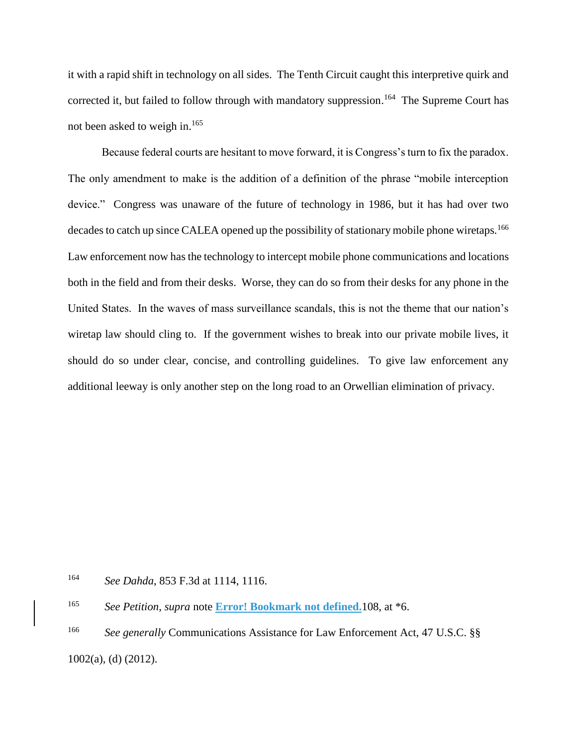it with a rapid shift in technology on all sides. The Tenth Circuit caught this interpretive quirk and corrected it, but failed to follow through with mandatory suppression.[164] The Supreme Court has not been asked to weigh in.[165]

Because federal courts are hesitant to move forward, it is Congress's turn to fix the paradox. The only amendment to make is the addition of a definition of the phrase "mobile interception device." Congress was unaware of the future of technology in 1986, but it has had over two decades to catch up since CALEA opened up the possibility of stationary mobile phone wiretaps.[166] Law enforcement now has the technology to intercept mobile phone communications and locations both in the field and from their desks. Worse, they can do so from their desks for any phone in the United States. In the waves of mass surveillance scandals, this is not the theme that our nation's wiretap law should cling to. If the government wishes to break into our private mobile lives, it should do so under clear, concise, and controlling guidelines. To give law enforcement any additional leeway is only another step on the long road to an Orwellian elimination of privacy.

---

[164] *See Dahda*, 853 F.3d at 1114, 1116.

[165] *See Petition*, *supra* note **Error! Bookmark not defined.**108, at *6.

[166] *See generally* Communications Assistance for Law Enforcement Act, 47 U.S.C. §§ 1002(a), (d) (2012).